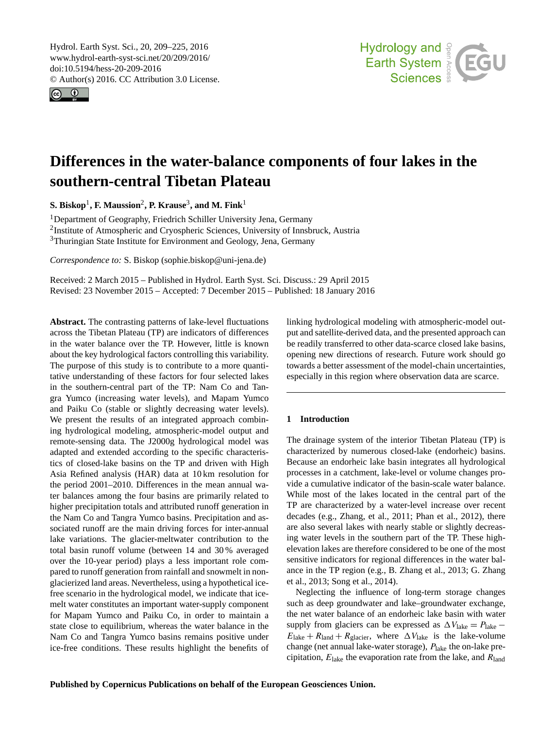# Differences in the water-balance components of four lakes in the southern-central Tibetan Plateau

**S. Biskop**[1], **F. Maussion**[2], **P. Krause**[3], **and M. Fink**[1]

[1]Department of Geography, Friedrich Schiller University Jena, Germany
[2]Institute of Atmospheric and Cryospheric Sciences, University of Innsbruck, Austria
[3]Thuringian State Institute for Environment and Geology, Jena, Germany

*Correspondence to:* S. Biskop (sophie.biskop@uni-jena.de)

Received: 2 March 2015 – Published in Hydrol. Earth Syst. Sci. Discuss.: 29 April 2015
Revised: 23 November 2015 – Accepted: 7 December 2015 – Published: 18 January 2016

**Abstract.** The contrasting patterns of lake-level fluctuations across the Tibetan Plateau (TP) are indicators of differences in the water balance over the TP. However, little is known about the key hydrological factors controlling this variability. The purpose of this study is to contribute to a more quantitative understanding of these factors for four selected lakes in the southern-central part of the TP: Nam Co and Tangra Yumco (increasing water levels), and Mapam Yumco and Paiku Co (stable or slightly decreasing water levels). We present the results of an integrated approach combining hydrological modeling, atmospheric-model output and remote-sensing data. The J2000g hydrological model was adapted and extended according to the specific characteristics of closed-lake basins on the TP and driven with High Asia Refined analysis (HAR) data at 10 km resolution for the period 2001–2010. Differences in the mean annual water balances among the four basins are primarily related to higher precipitation totals and attributed runoff generation in the Nam Co and Tangra Yumco basins. Precipitation and associated runoff are the main driving forces for inter-annual lake variations. The glacier-meltwater contribution to the total basin runoff volume (between 14 and 30 % averaged over the 10-year period) plays a less important role compared to runoff generation from rainfall and snowmelt in non-glacierized land areas. Nevertheless, using a hypothetical ice-free scenario in the hydrological model, we indicate that ice-melt water constitutes an important water-supply component for Mapam Yumco and Paiku Co, in order to maintain a state close to equilibrium, whereas the water balance in the Nam Co and Tangra Yumco basins remains positive under ice-free conditions. These results highlight the benefits of linking hydrological modeling with atmospheric-model output and satellite-derived data, and the presented approach can be readily transferred to other data-scarce closed lake basins, opening new directions of research. Future work should go towards a better assessment of the model-chain uncertainties, especially in this region where observation data are scarce.

## 1 Introduction

The drainage system of the interior Tibetan Plateau (TP) is characterized by numerous closed-lake (endorheic) basins. Because an endorheic lake basin integrates all hydrological processes in a catchment, lake-level or volume changes provide a cumulative indicator of the basin-scale water balance. While most of the lakes located in the central part of the TP are characterized by a water-level increase over recent decades (e.g., Zhang, et al., 2011; Phan et al., 2012), there are also several lakes with nearly stable or slightly decreasing water levels in the southern part of the TP. These high-elevation lakes are therefore considered to be one of the most sensitive indicators for regional differences in the water balance in the TP region (e.g., B. Zhang et al., 2013; G. Zhang et al., 2013; Song et al., 2014).

Neglecting the influence of long-term storage changes such as deep groundwater and lake–groundwater exchange, the net water balance of an endorheic lake basin with water supply from glaciers can be expressed as $\Delta V_{\text{lake}} = P_{\text{lake}} - E_{\text{lake}} + R_{\text{land}} + R_{\text{glacier}}$, where $\Delta V_{\text{lake}}$ is the lake-volume change (net annual lake-water storage), $P_{\text{lake}}$ the on-lake precipitation, $E_{\text{lake}}$ the evaporation rate from the lake, and $R_{\text{land}}$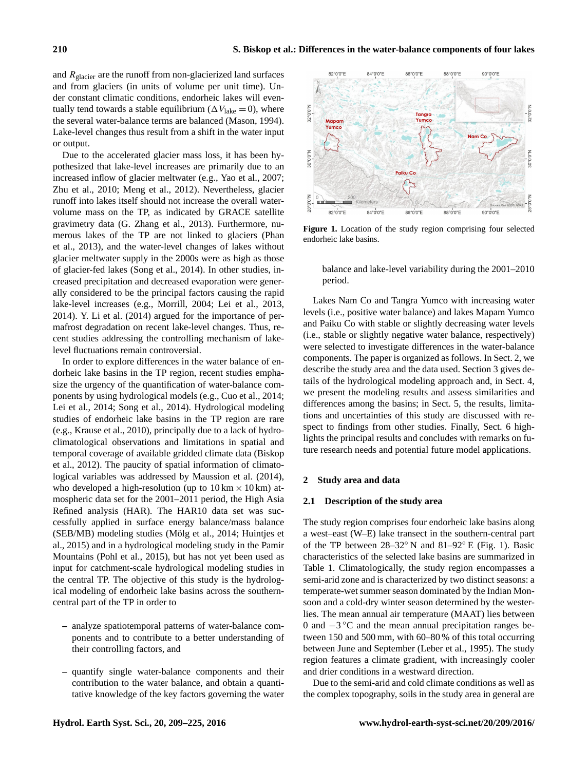and $R_{glacier}$ are the runoff from non-glacierized land surfaces and from glaciers (in units of volume per unit time). Under constant climatic conditions, endorheic lakes will eventually tend towards a stable equilibrium ($\Delta V_{lake} = 0$), where the several water-balance terms are balanced (Mason, 1994). Lake-level changes thus result from a shift in the water input or output.

Due to the accelerated glacier mass loss, it has been hypothesized that lake-level increases are primarily due to an increased inflow of glacier meltwater (e.g., Yao et al., 2007; Zhu et al., 2010; Meng et al., 2012). Nevertheless, glacier runoff into lakes itself should not increase the overall water-volume mass on the TP, as indicated by GRACE satellite gravimetry data (G. Zhang et al., 2013). Furthermore, numerous lakes of the TP are not linked to glaciers (Phan et al., 2013), and the water-level changes of lakes without glacier meltwater supply in the 2000s were as high as those of glacier-fed lakes (Song et al., 2014). In other studies, increased precipitation and decreased evaporation were generally considered to be the principal factors causing the rapid lake-level increases (e.g., Morrill, 2004; Lei et al., 2013, 2014). Y. Li et al. (2014) argued for the importance of permafrost degradation on recent lake-level changes. Thus, recent studies addressing the controlling mechanism of lake-level fluctuations remain controversial.

In order to explore differences in the water balance of endorheic lake basins in the TP region, recent studies emphasize the urgency of the quantification of water-balance components by using hydrological models (e.g., Cuo et al., 2014; Lei et al., 2014; Song et al., 2014). Hydrological modeling studies of endorheic lake basins in the TP region are rare (e.g., Krause et al., 2010), principally due to a lack of hydroclimatological observations and limitations in spatial and temporal coverage of available gridded climate data (Biskop et al., 2012). The paucity of spatial information of climatological variables was addressed by Maussion et al. (2014), who developed a high-resolution (up to 10 km × 10 km) atmospheric data set for the 2001–2011 period, the High Asia Refined analysis (HAR). The HAR10 data set was successfully applied in surface energy balance/mass balance (SEB/MB) modeling studies (Mölg et al., 2014; Huintjes et al., 2015) and in a hydrological modeling study in the Pamir Mountains (Pohl et al., 2015), but has not yet been used as input for catchment-scale hydrological modeling studies in the central TP. The objective of this study is the hydrological modeling of endorheic lake basins across the southern-central part of the TP in order to

– analyze spatiotemporal patterns of water-balance components and to contribute to a better understanding of their controlling factors, and

– quantify single water-balance components and their contribution to the water balance, and obtain a quantitative knowledge of the key factors governing the water balance and lake-level variability during the 2001–2010 period.

**Figure 1.** Location of the study region comprising four selected endorheic lake basins.

Lakes Nam Co and Tangra Yumco with increasing water levels (i.e., positive water balance) and lakes Mapam Yumco and Paiku Co with stable or slightly decreasing water levels (i.e., stable or slightly negative water balance, respectively) were selected to investigate differences in the water-balance components. The paper is organized as follows. In Sect. 2, we describe the study area and the data used. Section 3 gives details of the hydrological modeling approach and, in Sect. 4, we present the modeling results and assess similarities and differences among the basins; in Sect. 5, the results, limitations and uncertainties of this study are discussed with respect to findings from other studies. Finally, Sect. 6 highlights the principal results and concludes with remarks on future research needs and potential future model applications.

## 2 Study area and data

### 2.1 Description of the study area

The study region comprises four endorheic lake basins along a west–east (W–E) lake transect in the southern-central part of the TP between 28–32° N and 81–92° E (Fig. 1). Basic characteristics of the selected lake basins are summarized in Table 1. Climatologically, the study region encompasses a semi-arid zone and is characterized by two distinct seasons: a temperate-wet summer season dominated by the Indian Monsoon and a cold-dry winter season determined by the westerlies. The mean annual air temperature (MAAT) lies between 0 and −3 °C and the mean annual precipitation ranges between 150 and 500 mm, with 60–80 % of this total occurring between June and September (Leber et al., 1995). The study region features a climate gradient, with increasingly cooler and drier conditions in a westward direction.

Due to the semi-arid and cold climate conditions as well as the complex topography, soils in the study area in general are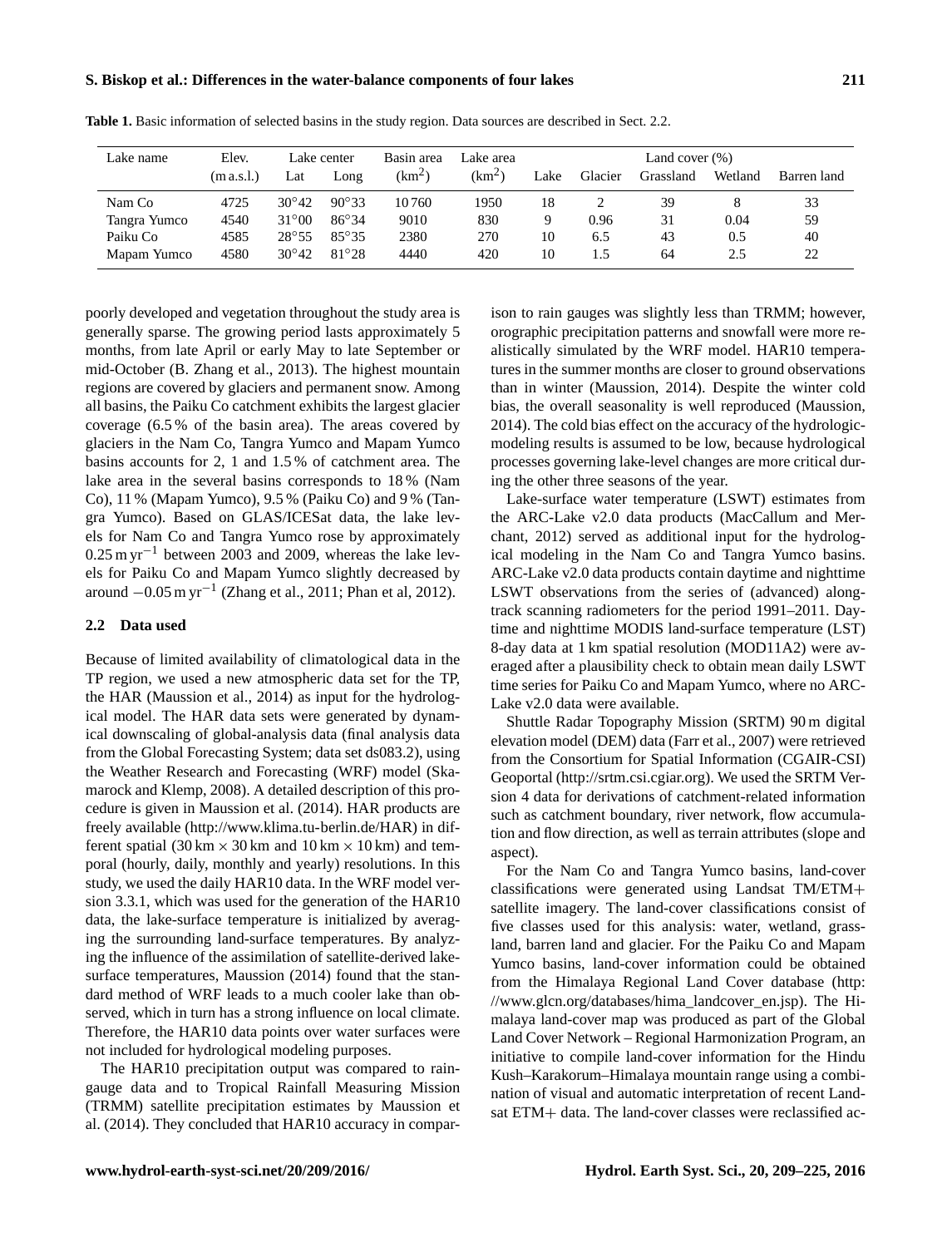**Table 1.** Basic information of selected basins in the study region. Data sources are described in Sect. 2.2.

| Lake name | Elev. | Lake center | | Basin area | Lake area | Land cover (%) | | | | |
|---|---|---|---|---|---|---|---|---|---|---|
| | (m a.s.l.) | Lat | Long | ($km^2$) | ($km^2$) | Lake | Glacier | Grassland | Wetland | Barren land |
| Nam Co | 4725 | 30°42 | 90°33 | 10 760 | 1950 | 18 | 2 | 39 | 8 | 33 |
| Tangra Yumco | 4540 | 31°00 | 86°34 | 9010 | 830 | 9 | 0.96 | 31 | 0.04 | 59 |
| Paiku Co | 4585 | 28°55 | 85°35 | 2380 | 270 | 10 | 6.5 | 43 | 0.5 | 40 |
| Mapam Yumco | 4580 | 30°42 | 81°28 | 4440 | 420 | 10 | 1.5 | 64 | 2.5 | 22 |

poorly developed and vegetation throughout the study area is generally sparse. The growing period lasts approximately 5 months, from late April or early May to late September or mid-October (B. Zhang et al., 2013). The highest mountain regions are covered by glaciers and permanent snow. Among all basins, the Paiku Co catchment exhibits the largest glacier coverage (6.5 % of the basin area). The areas covered by glaciers in the Nam Co, Tangra Yumco and Mapam Yumco basins accounts for 2, 1 and 1.5 % of catchment area. The lake area in the several basins corresponds to 18 % (Nam Co), 11 % (Mapam Yumco), 9.5 % (Paiku Co) and 9 % (Tangra Yumco). Based on GLAS/ICESat data, the lake levels for Nam Co and Tangra Yumco rose by approximately $0.25\,\mathrm{m\,yr^{-1}}$ between 2003 and 2009, whereas the lake levels for Paiku Co and Mapam Yumco slightly decreased by around $-0.05\,\mathrm{m\,yr^{-1}}$ (Zhang et al., 2011; Phan et al, 2012).

### 2.2 Data used

Because of limited availability of climatological data in the TP region, we used a new atmospheric data set for the TP, the HAR (Maussion et al., 2014) as input for the hydrological model. The HAR data sets were generated by dynamical downscaling of global-analysis data (final analysis data from the Global Forecasting System; data set ds083.2), using the Weather Research and Forecasting (WRF) model (Skamarock and Klemp, 2008). A detailed description of this procedure is given in Maussion et al. (2014). HAR products are freely available (http://www.klima.tu-berlin.de/HAR) in different spatial ($30\,\mathrm{km} \times 30\,\mathrm{km}$ and $10\,\mathrm{km} \times 10\,\mathrm{km}$) and temporal (hourly, daily, monthly and yearly) resolutions. In this study, we used the daily HAR10 data. In the WRF model version 3.3.1, which was used for the generation of the HAR10 data, the lake-surface temperature is initialized by averaging the surrounding land-surface temperatures. By analyzing the influence of the assimilation of satellite-derived lake-surface temperatures, Maussion (2014) found that the standard method of WRF leads to a much cooler lake than observed, which in turn has a strong influence on local climate. Therefore, the HAR10 data points over water surfaces were not included for hydrological modeling purposes.

The HAR10 precipitation output was compared to rain-gauge data and to Tropical Rainfall Measuring Mission (TRMM) satellite precipitation estimates by Maussion et al. (2014). They concluded that HAR10 accuracy in comparison to rain gauges was slightly less than TRMM; however, orographic precipitation patterns and snowfall were more realistically simulated by the WRF model. HAR10 temperatures in the summer months are closer to ground observations than in winter (Maussion, 2014). Despite the winter cold bias, the overall seasonality is well reproduced (Maussion, 2014). The cold bias effect on the accuracy of the hydrologic-modeling results is assumed to be low, because hydrological processes governing lake-level changes are more critical during the other three seasons of the year.

Lake-surface water temperature (LSWT) estimates from the ARC-Lake v2.0 data products (MacCallum and Merchant, 2012) served as additional input for the hydrological modeling in the Nam Co and Tangra Yumco basins. ARC-Lake v2.0 data products contain daytime and nighttime LSWT observations from the series of (advanced) along-track scanning radiometers for the period 1991–2011. Daytime and nighttime MODIS land-surface temperature (LST) 8-day data at 1 km spatial resolution (MOD11A2) were averaged after a plausibility check to obtain mean daily LSWT time series for Paiku Co and Mapam Yumco, where no ARC-Lake v2.0 data were available.

Shuttle Radar Topography Mission (SRTM) 90 m digital elevation model (DEM) data (Farr et al., 2007) were retrieved from the Consortium for Spatial Information (CGAIR-CSI) Geoportal (http://srtm.csi.cgiar.org). We used the SRTM Version 4 data for derivations of catchment-related information such as catchment boundary, river network, flow accumulation and flow direction, as well as terrain attributes (slope and aspect).

For the Nam Co and Tangra Yumco basins, land-cover classifications were generated using Landsat TM/ETM+ satellite imagery. The land-cover classifications consist of five classes used for this analysis: water, wetland, grassland, barren land and glacier. For the Paiku Co and Mapam Yumco basins, land-cover information could be obtained from the Himalaya Regional Land Cover database (http://www.glcn.org/databases/hima_landcover_en.jsp). The Himalaya land-cover map was produced as part of the Global Land Cover Network – Regional Harmonization Program, an initiative to compile land-cover information for the Hindu Kush–Karakorum–Himalaya mountain range using a combination of visual and automatic interpretation of recent Landsat ETM+ data. The land-cover classes were reclassified ac-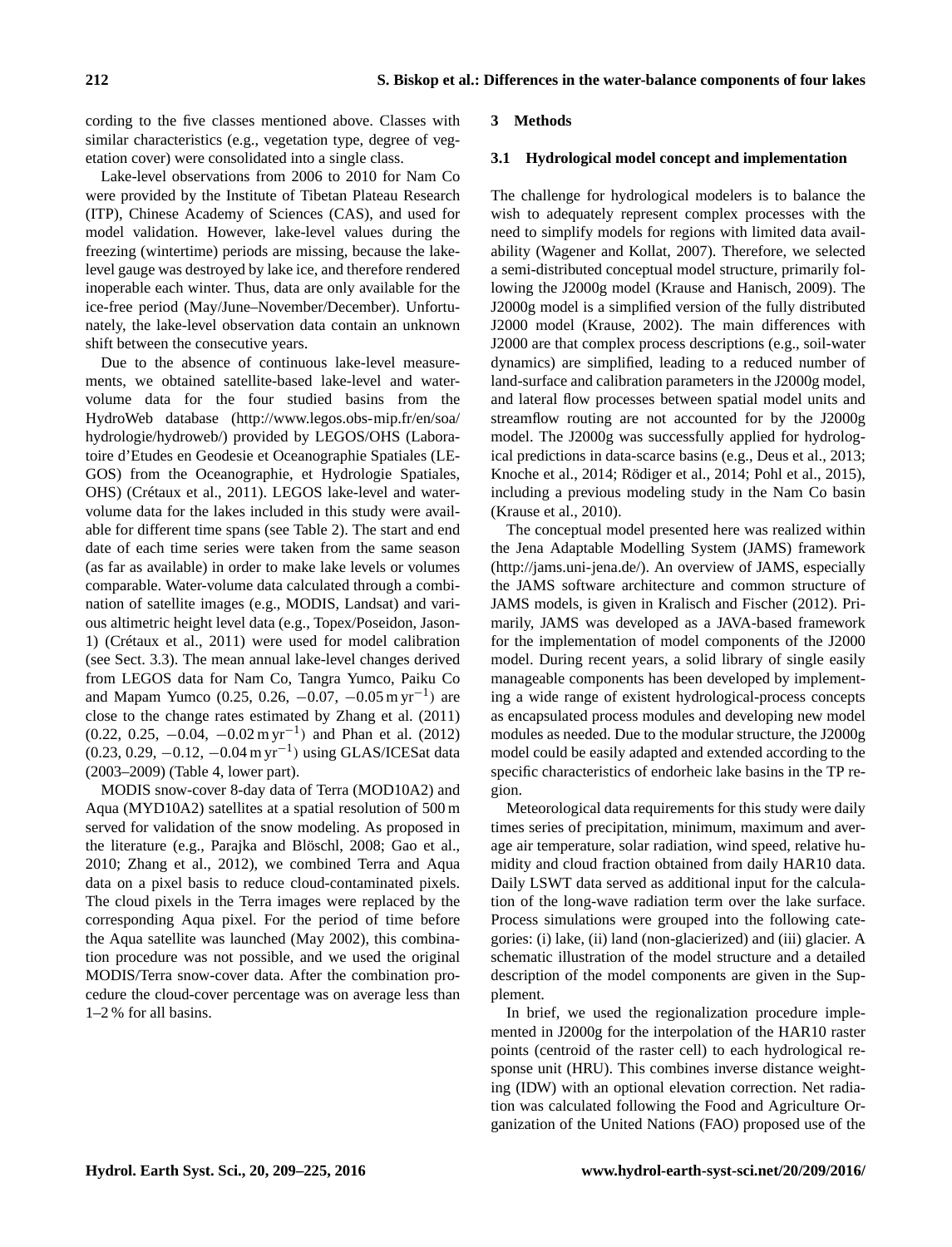cording to the five classes mentioned above. Classes with similar characteristics (e.g., vegetation type, degree of vegetation cover) were consolidated into a single class.

Lake-level observations from 2006 to 2010 for Nam Co were provided by the Institute of Tibetan Plateau Research (ITP), Chinese Academy of Sciences (CAS), and used for model validation. However, lake-level values during the freezing (wintertime) periods are missing, because the lake-level gauge was destroyed by lake ice, and therefore rendered inoperable each winter. Thus, data are only available for the ice-free period (May/June–November/December). Unfortunately, the lake-level observation data contain an unknown shift between the consecutive years.

Due to the absence of continuous lake-level measurements, we obtained satellite-based lake-level and water-volume data for the four studied basins from the HydroWeb database (http://www.legos.obs-mip.fr/en/soa/hydrologie/hydroweb/) provided by LEGOS/OHS (Laboratoire d'Etudes en Geodesie et Oceanographie Spatiales (LEGOS) from the Oceanographie, et Hydrologie Spatiales, OHS) (Crétaux et al., 2011). LEGOS lake-level and water-volume data for the lakes included in this study were available for different time spans (see Table 2). The start and end date of each time series were taken from the same season (as far as available) in order to make lake levels or volumes comparable. Water-volume data calculated through a combination of satellite images (e.g., MODIS, Landsat) and various altimetric height level data (e.g., Topex/Poseidon, Jason-1) (Crétaux et al., 2011) were used for model calibration (see Sect. 3.3). The mean annual lake-level changes derived from LEGOS data for Nam Co, Tangra Yumco, Paiku Co and Mapam Yumco (0.25, 0.26, −0.07, −0.05 $\mathrm{m\,yr^{-1}}$) are close to the change rates estimated by Zhang et al. (2011) (0.22, 0.25, −0.04, −0.02 $\mathrm{m\,yr^{-1}}$) and Phan et al. (2012) (0.23, 0.29, −0.12, −0.04 $\mathrm{m\,yr^{-1}}$) using GLAS/ICESat data (2003–2009) (Table 4, lower part).

MODIS snow-cover 8-day data of Terra (MOD10A2) and Aqua (MYD10A2) satellites at a spatial resolution of 500 m served for validation of the snow modeling. As proposed in the literature (e.g., Parajka and Blöschl, 2008; Gao et al., 2010; Zhang et al., 2012), we combined Terra and Aqua data on a pixel basis to reduce cloud-contaminated pixels. The cloud pixels in the Terra images were replaced by the corresponding Aqua pixel. For the period of time before the Aqua satellite was launched (May 2002), this combination procedure was not possible, and we used the original MODIS/Terra snow-cover data. After the combination procedure the cloud-cover percentage was on average less than 1–2 % for all basins.

## 3 Methods

### 3.1 Hydrological model concept and implementation

The challenge for hydrological modelers is to balance the wish to adequately represent complex processes with the need to simplify models for regions with limited data availability (Wagener and Kollat, 2007). Therefore, we selected a semi-distributed conceptual model structure, primarily following the J2000g model (Krause and Hanisch, 2009). The J2000g model is a simplified version of the fully distributed J2000 model (Krause, 2002). The main differences with J2000 are that complex process descriptions (e.g., soil-water dynamics) are simplified, leading to a reduced number of land-surface and calibration parameters in the J2000g model, and lateral flow processes between spatial model units and streamflow routing are not accounted for by the J2000g model. The J2000g was successfully applied for hydrological predictions in data-scarce basins (e.g., Deus et al., 2013; Knoche et al., 2014; Rödiger et al., 2014; Pohl et al., 2015), including a previous modeling study in the Nam Co basin (Krause et al., 2010).

The conceptual model presented here was realized within the Jena Adaptable Modelling System (JAMS) framework (http://jams.uni-jena.de/). An overview of JAMS, especially the JAMS software architecture and common structure of JAMS models, is given in Kralisch and Fischer (2012). Primarily, JAMS was developed as a JAVA-based framework for the implementation of model components of the J2000 model. During recent years, a solid library of single easily manageable components has been developed by implementing a wide range of existent hydrological-process concepts as encapsulated process modules and developing new model modules as needed. Due to the modular structure, the J2000g model could be easily adapted and extended according to the specific characteristics of endorheic lake basins in the TP region.

Meteorological data requirements for this study were daily times series of precipitation, minimum, maximum and average air temperature, solar radiation, wind speed, relative humidity and cloud fraction obtained from daily HAR10 data. Daily LSWT data served as additional input for the calculation of the long-wave radiation term over the lake surface. Process simulations were grouped into the following categories: (i) lake, (ii) land (non-glacierized) and (iii) glacier. A schematic illustration of the model structure and a detailed description of the model components are given in the Supplement.

In brief, we used the regionalization procedure implemented in J2000g for the interpolation of the HAR10 raster points (centroid of the raster cell) to each hydrological response unit (HRU). This combines inverse distance weighting (IDW) with an optional elevation correction. Net radiation was calculated following the Food and Agriculture Organization of the United Nations (FAO) proposed use of the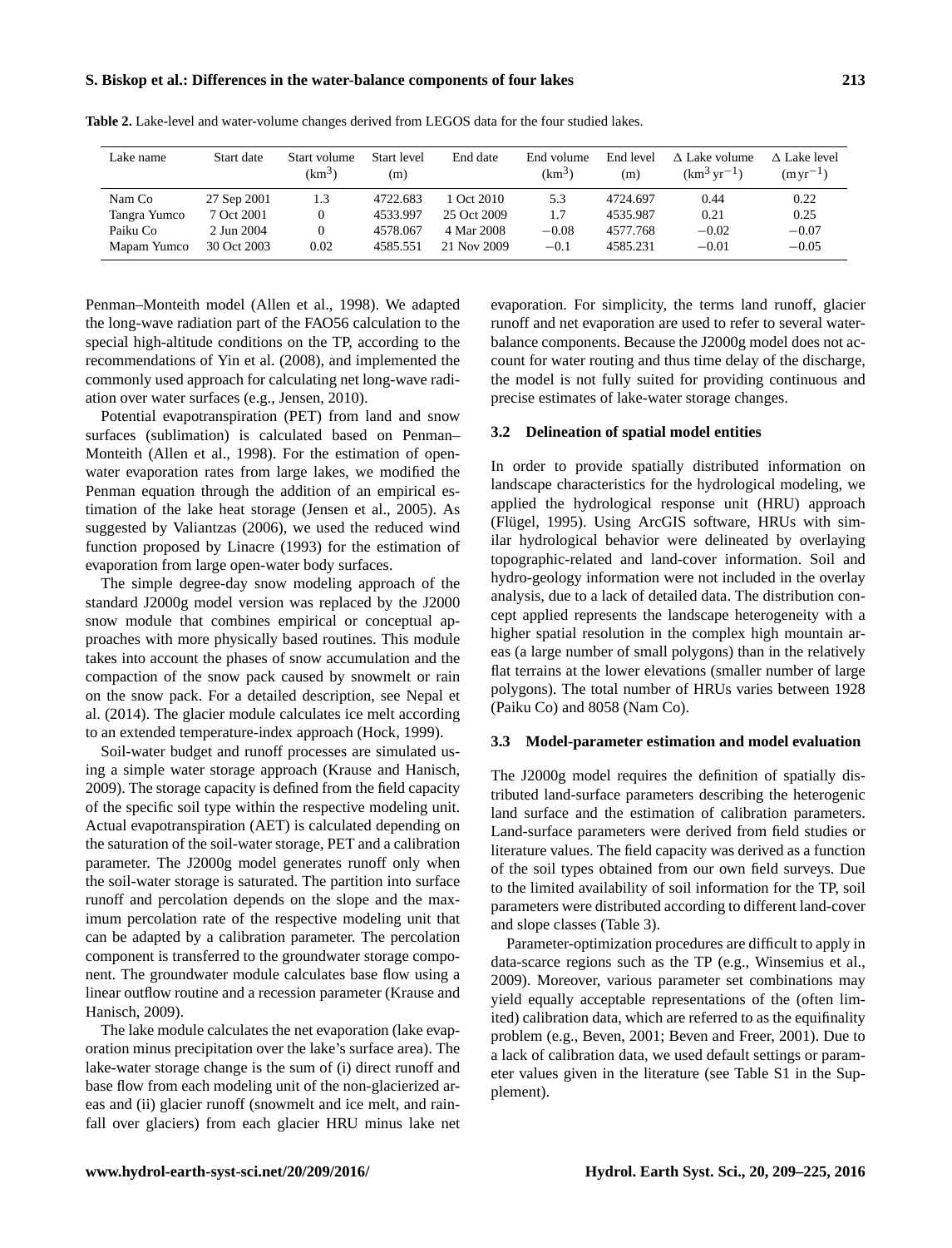**Table 2.** Lake-level and water-volume changes derived from LEGOS data for the four studied lakes.

| Lake name | Start date | Start volume ($km^3$) | Start level (m) | End date | End volume ($km^3$) | End level (m) | Δ Lake volume ($km^3\,yr^{-1}$) | Δ Lake level ($m\,yr^{-1}$) |
|---|---|---|---|---|---|---|---|---|
| Nam Co | 27 Sep 2001 | 1.3 | 4722.683 | 1 Oct 2010 | 5.3 | 4724.697 | 0.44 | 0.22 |
| Tangra Yumco | 7 Oct 2001 | 0 | 4533.997 | 25 Oct 2009 | 1.7 | 4535.987 | 0.21 | 0.25 |
| Paiku Co | 2 Jun 2004 | 0 | 4578.067 | 4 Mar 2008 | −0.08 | 4577.768 | −0.02 | −0.07 |
| Mapam Yumco | 30 Oct 2003 | 0.02 | 4585.551 | 21 Nov 2009 | −0.1 | 4585.231 | −0.01 | −0.05 |

Penman–Monteith model (Allen et al., 1998). We adapted the long-wave radiation part of the FAO56 calculation to the special high-altitude conditions on the TP, according to the recommendations of Yin et al. (2008), and implemented the commonly used approach for calculating net long-wave radiation over water surfaces (e.g., Jensen, 2010).

Potential evapotranspiration (PET) from land and snow surfaces (sublimation) is calculated based on Penman–Monteith (Allen et al., 1998). For the estimation of open-water evaporation rates from large lakes, we modified the Penman equation through the addition of an empirical estimation of the lake heat storage (Jensen et al., 2005). As suggested by Valiantzas (2006), we used the reduced wind function proposed by Linacre (1993) for the estimation of evaporation from large open-water body surfaces.

The simple degree-day snow modeling approach of the standard J2000g model version was replaced by the J2000 snow module that combines empirical or conceptual approaches with more physically based routines. This module takes into account the phases of snow accumulation and the compaction of the snow pack caused by snowmelt or rain on the snow pack. For a detailed description, see Nepal et al. (2014). The glacier module calculates ice melt according to an extended temperature-index approach (Hock, 1999).

Soil-water budget and runoff processes are simulated using a simple water storage approach (Krause and Hanisch, 2009). The storage capacity is defined from the field capacity of the specific soil type within the respective modeling unit. Actual evapotranspiration (AET) is calculated depending on the saturation of the soil-water storage, PET and a calibration parameter. The J2000g model generates runoff only when the soil-water storage is saturated. The partition into surface runoff and percolation depends on the slope and the maximum percolation rate of the respective modeling unit that can be adapted by a calibration parameter. The percolation component is transferred to the groundwater storage component. The groundwater module calculates base flow using a linear outflow routine and a recession parameter (Krause and Hanisch, 2009).

The lake module calculates the net evaporation (lake evaporation minus precipitation over the lake's surface area). The lake-water storage change is the sum of (i) direct runoff and base flow from each modeling unit of the non-glacierized areas and (ii) glacier runoff (snowmelt and ice melt, and rainfall over glaciers) from each glacier HRU minus lake net evaporation. For simplicity, the terms land runoff, glacier runoff and net evaporation are used to refer to several water-balance components. Because the J2000g model does not account for water routing and thus time delay of the discharge, the model is not fully suited for providing continuous and precise estimates of lake-water storage changes.

### 3.2 Delineation of spatial model entities

In order to provide spatially distributed information on landscape characteristics for the hydrological modeling, we applied the hydrological response unit (HRU) approach (Flügel, 1995). Using ArcGIS software, HRUs with similar hydrological behavior were delineated by overlaying topographic-related and land-cover information. Soil and hydro-geology information were not included in the overlay analysis, due to a lack of detailed data. The distribution concept applied represents the landscape heterogeneity with a higher spatial resolution in the complex high mountain areas (a large number of small polygons) than in the relatively flat terrains at the lower elevations (smaller number of large polygons). The total number of HRUs varies between 1928 (Paiku Co) and 8058 (Nam Co).

### 3.3 Model-parameter estimation and model evaluation

The J2000g model requires the definition of spatially distributed land-surface parameters describing the heterogenic land surface and the estimation of calibration parameters. Land-surface parameters were derived from field studies or literature values. The field capacity was derived as a function of the soil types obtained from our own field surveys. Due to the limited availability of soil information for the TP, soil parameters were distributed according to different land-cover and slope classes (Table 3).

Parameter-optimization procedures are difficult to apply in data-scarce regions such as the TP (e.g., Winsemius et al., 2009). Moreover, various parameter set combinations may yield equally acceptable representations of the (often limited) calibration data, which are referred to as the equifinality problem (e.g., Beven, 2001; Beven and Freer, 2001). Due to a lack of calibration data, we used default settings or parameter values given in the literature (see Table S1 in the Supplement).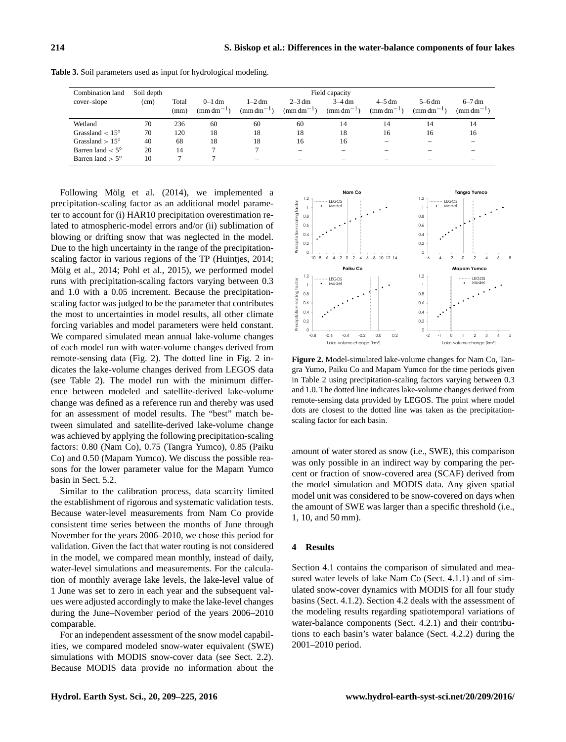**Table 3.** Soil parameters used as input for hydrological modeling.

| Combination land cover–slope | Soil depth (cm) | Field capacity | | | | | | | |
|---|---|---|---|---|---|---|---|---|---|
| | | Total (mm) | 0–1 dm $(\mathrm{mm\,dm^{-1}})$ | 1–2 dm $(\mathrm{mm\,dm^{-1}})$ | 2–3 dm $(\mathrm{mm\,dm^{-1}})$ | 3–4 dm $(\mathrm{mm\,dm^{-1}})$ | 4–5 dm $(\mathrm{mm\,dm^{-1}})$ | 5–6 dm $(\mathrm{mm\,dm^{-1}})$ | 6–7 dm $(\mathrm{mm\,dm^{-1}})$ |
| Wetland | 70 | 236 | 60 | 60 | 60 | 14 | 14 | 14 | 14 |
| Grassland $< 15°$ | 70 | 120 | 18 | 18 | 18 | 18 | 16 | 16 | 16 |
| Grassland $> 15°$ | 40 | 68 | 18 | 18 | 16 | 16 | – | – | – |
| Barren land $< 5°$ | 20 | 14 | 7 | 7 | – | – | – | – | – |
| Barren land $> 5°$ | 10 | 7 | 7 | – | – | – | – | – | – |

Following Mölg et al. (2014), we implemented a precipitation-scaling factor as an additional model parameter to account for (i) HAR10 precipitation overestimation related to atmospheric-model errors and/or (ii) sublimation of blowing or drifting snow that was neglected in the model. Due to the high uncertainty in the range of the precipitation-scaling factor in various regions of the TP (Huintjes, 2014; Mölg et al., 2014; Pohl et al., 2015), we performed model runs with precipitation-scaling factors varying between 0.3 and 1.0 with a 0.05 increment. Because the precipitation-scaling factor was judged to be the parameter that contributes the most to uncertainties in model results, all other climate forcing variables and model parameters were held constant. We compared simulated mean annual lake-volume changes of each model run with water-volume changes derived from remote-sensing data (Fig. 2). The dotted line in Fig. 2 indicates the lake-volume changes derived from LEGOS data (see Table 2). The model run with the minimum difference between modeled and satellite-derived lake-volume change was defined as a reference run and thereby was used for an assessment of model results. The "best" match between simulated and satellite-derived lake-volume change was achieved by applying the following precipitation-scaling factors: 0.80 (Nam Co), 0.75 (Tangra Yumco), 0.85 (Paiku Co) and 0.50 (Mapam Yumco). We discuss the possible reasons for the lower parameter value for the Mapam Yumco basin in Sect. 5.2.

Similar to the calibration process, data scarcity limited the establishment of rigorous and systematic validation tests. Because water-level measurements from Nam Co provide consistent time series between the months of June through November for the years 2006–2010, we chose this period for validation. Given the fact that water routing is not considered in the model, we compared mean monthly, instead of daily, water-level simulations and measurements. For the calculation of monthly average lake levels, the lake-level value of 1 June was set to zero in each year and the subsequent values were adjusted accordingly to make the lake-level changes during the June–November period of the years 2006–2010 comparable.

For an independent assessment of the snow model capabilities, we compared modeled snow-water equivalent (SWE) simulations with MODIS snow-cover data (see Sect. 2.2). Because MODIS data provide no information about the amount of water stored as snow (i.e., SWE), this comparison was only possible in an indirect way by comparing the percent or fraction of snow-covered area (SCAF) derived from the model simulation and MODIS data. Any given spatial model unit was considered to be snow-covered on days when the amount of SWE was larger than a specific threshold (i.e., 1, 10, and 50 mm).

**Figure 2.** Model-simulated lake-volume changes for Nam Co, Tangra Yumo, Paiku Co and Mapam Yumco for the time periods given in Table 2 using precipitation-scaling factors varying between 0.3 and 1.0. The dotted line indicates lake-volume changes derived from remote-sensing data provided by LEGOS. The point where model dots are closest to the dotted line was taken as the precipitation-scaling factor for each basin.

## 4 Results

Section 4.1 contains the comparison of simulated and measured water levels of lake Nam Co (Sect. 4.1.1) and of simulated snow-cover dynamics with MODIS for all four study basins (Sect. 4.1.2). Section 4.2 deals with the assessment of the modeling results regarding spatiotemporal variations of water-balance components (Sect. 4.2.1) and their contributions to each basin's water balance (Sect. 4.2.2) during the 2001–2010 period.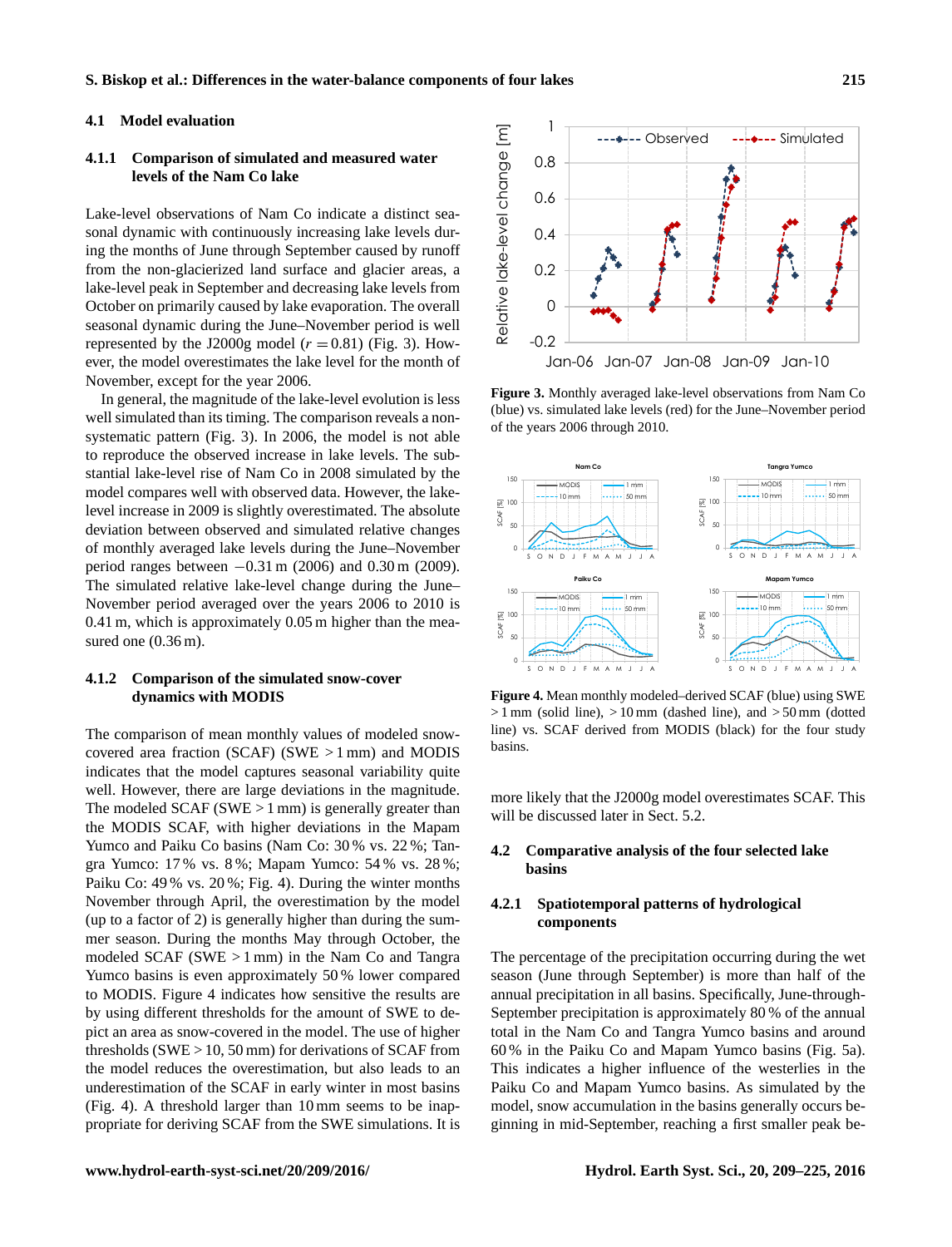### 4.1 Model evaluation

#### 4.1.1 Comparison of simulated and measured water levels of the Nam Co lake

Lake-level observations of Nam Co indicate a distinct seasonal dynamic with continuously increasing lake levels during the months of June through September caused by runoff from the non-glacierized land surface and glacier areas, a lake-level peak in September and decreasing lake levels from October on primarily caused by lake evaporation. The overall seasonal dynamic during the June–November period is well represented by the J2000g model ($r = 0.81$) (Fig. 3). However, the model overestimates the lake level for the month of November, except for the year 2006.

In general, the magnitude of the lake-level evolution is less well simulated than its timing. The comparison reveals a non-systematic pattern (Fig. 3). In 2006, the model is not able to reproduce the observed increase in lake levels. The substantial lake-level rise of Nam Co in 2008 simulated by the model compares well with observed data. However, the lake-level increase in 2009 is slightly overestimated. The absolute deviation between observed and simulated relative changes of monthly averaged lake levels during the June–November period ranges between −0.31 m (2006) and 0.30 m (2009). The simulated relative lake-level change during the June–November period averaged over the years 2006 to 2010 is 0.41 m, which is approximately 0.05 m higher than the measured one (0.36 m).

**Figure 3.** Monthly averaged lake-level observations from Nam Co (blue) vs. simulated lake levels (red) for the June–November period of the years 2006 through 2010.

#### 4.1.2 Comparison of the simulated snow-cover dynamics with MODIS

The comparison of mean monthly values of modeled snow-covered area fraction (SCAF) (SWE > 1 mm) and MODIS indicates that the model captures seasonal variability quite well. However, there are large deviations in the magnitude. The modeled SCAF (SWE > 1 mm) is generally greater than the MODIS SCAF, with higher deviations in the Mapam Yumco and Paiku Co basins (Nam Co: 30 % vs. 22 %; Tangra Yumco: 17 % vs. 8 %; Mapam Yumco: 54 % vs. 28 %; Paiku Co: 49 % vs. 20 %; Fig. 4). During the winter months November through April, the overestimation by the model (up to a factor of 2) is generally higher than during the summer season. During the months May through October, the modeled SCAF (SWE > 1 mm) in the Nam Co and Tangra Yumco basins is even approximately 50 % lower compared to MODIS. Figure 4 indicates how sensitive the results are by using different thresholds for the amount of SWE to depict an area as snow-covered in the model. The use of higher thresholds (SWE > 10, 50 mm) for derivations of SCAF from the model reduces the overestimation, but also leads to an underestimation of the SCAF in early winter in most basins (Fig. 4). A threshold larger than 10 mm seems to be inappropriate for deriving SCAF from the SWE simulations. It is more likely that the J2000g model overestimates SCAF. This will be discussed later in Sect. 5.2.

**Figure 4.** Mean monthly modeled–derived SCAF (blue) using SWE > 1 mm (solid line), > 10 mm (dashed line), and > 50 mm (dotted line) vs. SCAF derived from MODIS (black) for the four study basins.

### 4.2 Comparative analysis of the four selected lake basins

#### 4.2.1 Spatiotemporal patterns of hydrological components

The percentage of the precipitation occurring during the wet season (June through September) is more than half of the annual precipitation in all basins. Specifically, June-through-September precipitation is approximately 80 % of the annual total in the Nam Co and Tangra Yumco basins and around 60 % in the Paiku Co and Mapam Yumco basins (Fig. 5a). This indicates a higher influence of the westerlies in the Paiku Co and Mapam Yumco basins. As simulated by the model, snow accumulation in the basins generally occurs beginning in mid-September, reaching a first smaller peak be-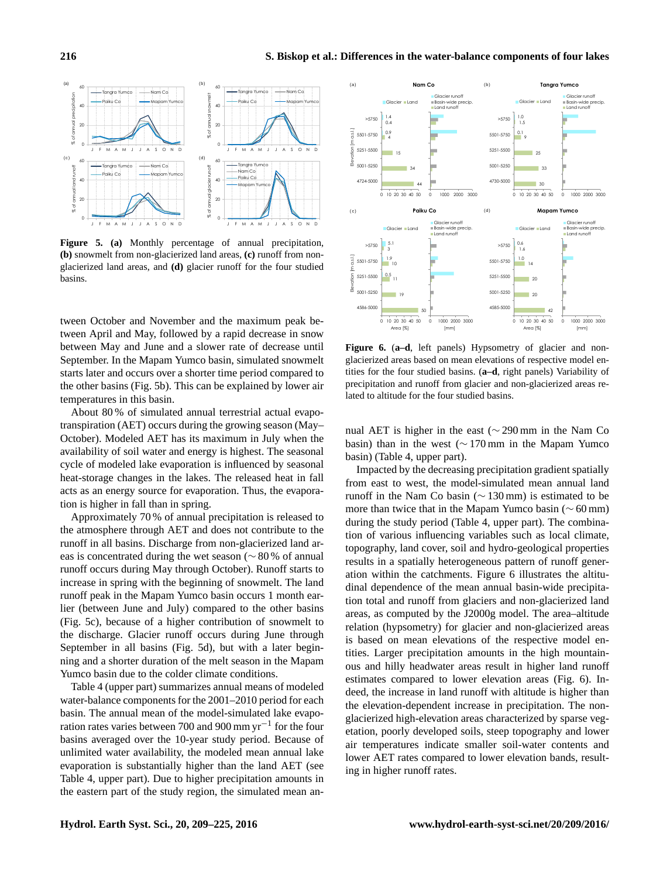**Figure 5. (a)** Monthly percentage of annual precipitation, **(b)** snowmelt from non-glacierized land areas, **(c)** runoff from non-glacierized land areas, and **(d)** glacier runoff for the four studied basins.

tween October and November and the maximum peak between April and May, followed by a rapid decrease in snow between May and June and a slower rate of decrease until September. In the Mapam Yumco basin, simulated snowmelt starts later and occurs over a shorter time period compared to the other basins (Fig. 5b). This can be explained by lower air temperatures in this basin.

About 80 % of simulated annual terrestrial actual evapotranspiration (AET) occurs during the growing season (May–October). Modeled AET has its maximum in July when the availability of soil water and energy is highest. The seasonal cycle of modeled lake evaporation is influenced by seasonal heat-storage changes in the lakes. The released heat in fall acts as an energy source for evaporation. Thus, the evaporation is higher in fall than in spring.

Approximately 70 % of annual precipitation is released to the atmosphere through AET and does not contribute to the runoff in all basins. Discharge from non-glacierized land areas is concentrated during the wet season (∼ 80 % of annual runoff occurs during May through October). Runoff starts to increase in spring with the beginning of snowmelt. The land runoff peak in the Mapam Yumco basin occurs 1 month earlier (between June and July) compared to the other basins (Fig. 5c), because of a higher contribution of snowmelt to the discharge. Glacier runoff occurs during June through September in all basins (Fig. 5d), but with a later beginning and a shorter duration of the melt season in the Mapam Yumco basin due to the colder climate conditions.

Table 4 (upper part) summarizes annual means of modeled water-balance components for the 2001–2010 period for each basin. The annual mean of the model-simulated lake evaporation rates varies between 700 and 900 mm $yr^{-1}$ for the four basins averaged over the 10-year study period. Because of unlimited water availability, the modeled mean annual lake evaporation is substantially higher than the land AET (see Table 4, upper part). Due to higher precipitation amounts in the eastern part of the study region, the simulated mean annual AET is higher in the east (∼ 290 mm in the Nam Co basin) than in the west (∼ 170 mm in the Mapam Yumco basin) (Table 4, upper part).

**Figure 6.** (**a–d**, left panels) Hypsometry of glacier and non-glacierized areas based on mean elevations of respective model entities for the four studied basins. (**a–d**, right panels) Variability of precipitation and runoff from glacier and non-glacierized areas related to altitude for the four studied basins.

Impacted by the decreasing precipitation gradient spatially from east to west, the model-simulated mean annual land runoff in the Nam Co basin (∼ 130 mm) is estimated to be more than twice that in the Mapam Yumco basin (∼ 60 mm) during the study period (Table 4, upper part). The combination of various influencing variables such as local climate, topography, land cover, soil and hydro-geological properties results in a spatially heterogeneous pattern of runoff generation within the catchments. Figure 6 illustrates the altitudinal dependence of the mean annual basin-wide precipitation total and runoff from glaciers and non-glacierized land areas, as computed by the J2000g model. The area–altitude relation (hypsometry) for glacier and non-glacierized areas is based on mean elevations of the respective model entities. Larger precipitation amounts in the high mountainous and hilly headwater areas result in higher land runoff estimates compared to lower elevation areas (Fig. 6). Indeed, the increase in land runoff with altitude is higher than the elevation-dependent increase in precipitation. The non-glacierized high-elevation areas characterized by sparse vegetation, poorly developed soils, steep topography and lower air temperatures indicate smaller soil-water contents and lower AET rates compared to lower elevation bands, resulting in higher runoff rates.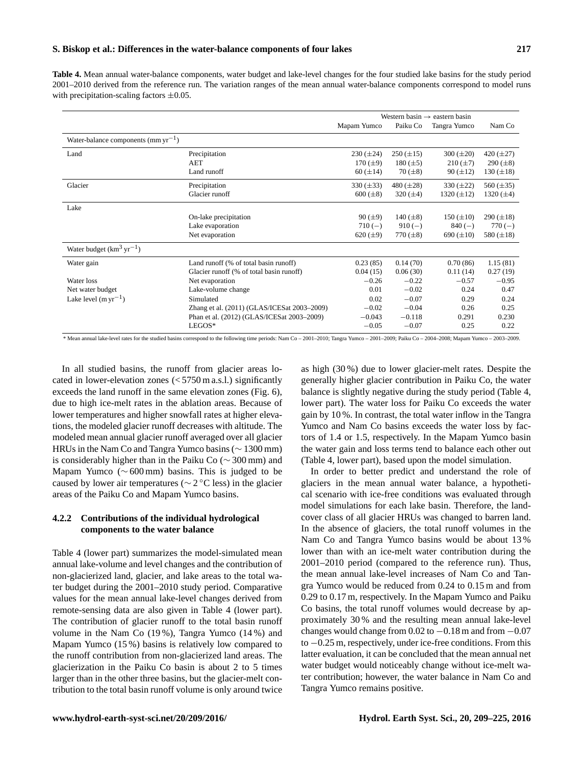**Table 4.** Mean annual water-balance components, water budget and lake-level changes for the four studied lake basins for the study period 2001–2010 derived from the reference run. The variation ranges of the mean annual water-balance components correspond to model runs with precipitation-scaling factors ±0.05.

| | | Western basin → eastern basin | | | |
|---|---|---|---|---|---|
| | | Mapam Yumco | Paiku Co | Tangra Yumco | Nam Co |
| Water-balance components (mm $yr^{-1}$) | | | | | |
| Land | Precipitation | 230 (±24) | 250 (±15) | 300 (±20) | 420 (±27) |
| | AET | 170 (±9) | 180 (±5) | 210 (±7) | 290 (±8) |
| | Land runoff | 60 (±14) | 70 (±8) | 90 (±12) | 130 (±18) |
| Glacier | Precipitation | 330 (±33) | 480 (±28) | 330 (±22) | 560 (±35) |
| | Glacier runoff | 600 (±8) | 320 (±4) | 1320 (±12) | 1320 (±4) |
| Lake | | | | | |
| | On-lake precipitation | 90 (±9) | 140 (±8) | 150 (±10) | 290 (±18) |
| | Lake evaporation | 710 (–) | 910 (–) | 840 (–) | 770 (–) |
| | Net evaporation | 620 (±9) | 770 (±8) | 690 (±10) | 580 (±18) |
| Water budget ($km^3$ $yr^{-1}$) | | | | | |
| Water gain | Land runoff (% of total basin runoff) | 0.23 (85) | 0.14 (70) | 0.70 (86) | 1.15 (81) |
| | Glacier runoff (% of total basin runoff) | 0.04 (15) | 0.06 (30) | 0.11 (14) | 0.27 (19) |
| Water loss | Net evaporation | −0.26 | −0.22 | −0.57 | −0.95 |
| Net water budget | Lake-volume change | 0.01 | −0.02 | 0.24 | 0.47 |
| Lake level (m $yr^{-1}$) | Simulated | 0.02 | −0.07 | 0.29 | 0.24 |
| | Zhang et al. (2011) (GLAS/ICESat 2003–2009) | −0.02 | −0.04 | 0.26 | 0.25 |
| | Phan et al. (2012) (GLAS/ICESat 2003–2009) | −0.043 | −0.118 | 0.291 | 0.230 |
| | LEGOS* | −0.05 | −0.07 | 0.25 | 0.22 |

\* Mean annual lake-level rates for the studied basins correspond to the following time periods: Nam Co – 2001–2010; Tangra Yumco – 2001–2009; Paiku Co – 2004–2008; Mapam Yumco – 2003–2009.

In all studied basins, the runoff from glacier areas located in lower-elevation zones (< 5750 m a.s.l.) significantly exceeds the land runoff in the same elevation zones (Fig. 6), due to high ice-melt rates in the ablation areas. Because of lower temperatures and higher snowfall rates at higher elevations, the modeled glacier runoff decreases with altitude. The modeled mean annual glacier runoff averaged over all glacier HRUs in the Nam Co and Tangra Yumco basins (∼ 1300 mm) is considerably higher than in the Paiku Co (∼ 300 mm) and Mapam Yumco (∼ 600 mm) basins. This is judged to be caused by lower air temperatures (∼ 2 °C less) in the glacier areas of the Paiku Co and Mapam Yumco basins.

#### 4.2.2 Contributions of the individual hydrological components to the water balance

Table 4 (lower part) summarizes the model-simulated mean annual lake-volume and level changes and the contribution of non-glacierized land, glacier, and lake areas to the total water budget during the 2001–2010 study period. Comparative values for the mean annual lake-level changes derived from remote-sensing data are also given in Table 4 (lower part). The contribution of glacier runoff to the total basin runoff volume in the Nam Co (19 %), Tangra Yumco (14 %) and Mapam Yumco (15 %) basins is relatively low compared to the runoff contribution from non-glacierized land areas. The glacierization in the Paiku Co basin is about 2 to 5 times larger than in the other three basins, but the glacier-melt contribution to the total basin runoff volume is only around twice as high (30 %) due to lower glacier-melt rates. Despite the generally higher glacier contribution in Paiku Co, the water balance is slightly negative during the study period (Table 4, lower part). The water loss for Paiku Co exceeds the water gain by 10 %. In contrast, the total water inflow in the Tangra Yumco and Nam Co basins exceeds the water loss by factors of 1.4 or 1.5, respectively. In the Mapam Yumco basin the water gain and loss terms tend to balance each other out (Table 4, lower part), based upon the model simulation.

In order to better predict and understand the role of glaciers in the mean annual water balance, a hypothetical scenario with ice-free conditions was evaluated through model simulations for each lake basin. Therefore, the land-cover class of all glacier HRUs was changed to barren land. In the absence of glaciers, the total runoff volumes in the Nam Co and Tangra Yumco basins would be about 13 % lower than with an ice-melt water contribution during the 2001–2010 period (compared to the reference run). Thus, the mean annual lake-level increases of Nam Co and Tangra Yumco would be reduced from 0.24 to 0.15 m and from 0.29 to 0.17 m, respectively. In the Mapam Yumco and Paiku Co basins, the total runoff volumes would decrease by approximately 30 % and the resulting mean annual lake-level changes would change from 0.02 to −0.18 m and from −0.07 to −0.25 m, respectively, under ice-free conditions. From this latter evaluation, it can be concluded that the mean annual net water budget would noticeably change without ice-melt water contribution; however, the water balance in Nam Co and Tangra Yumco remains positive.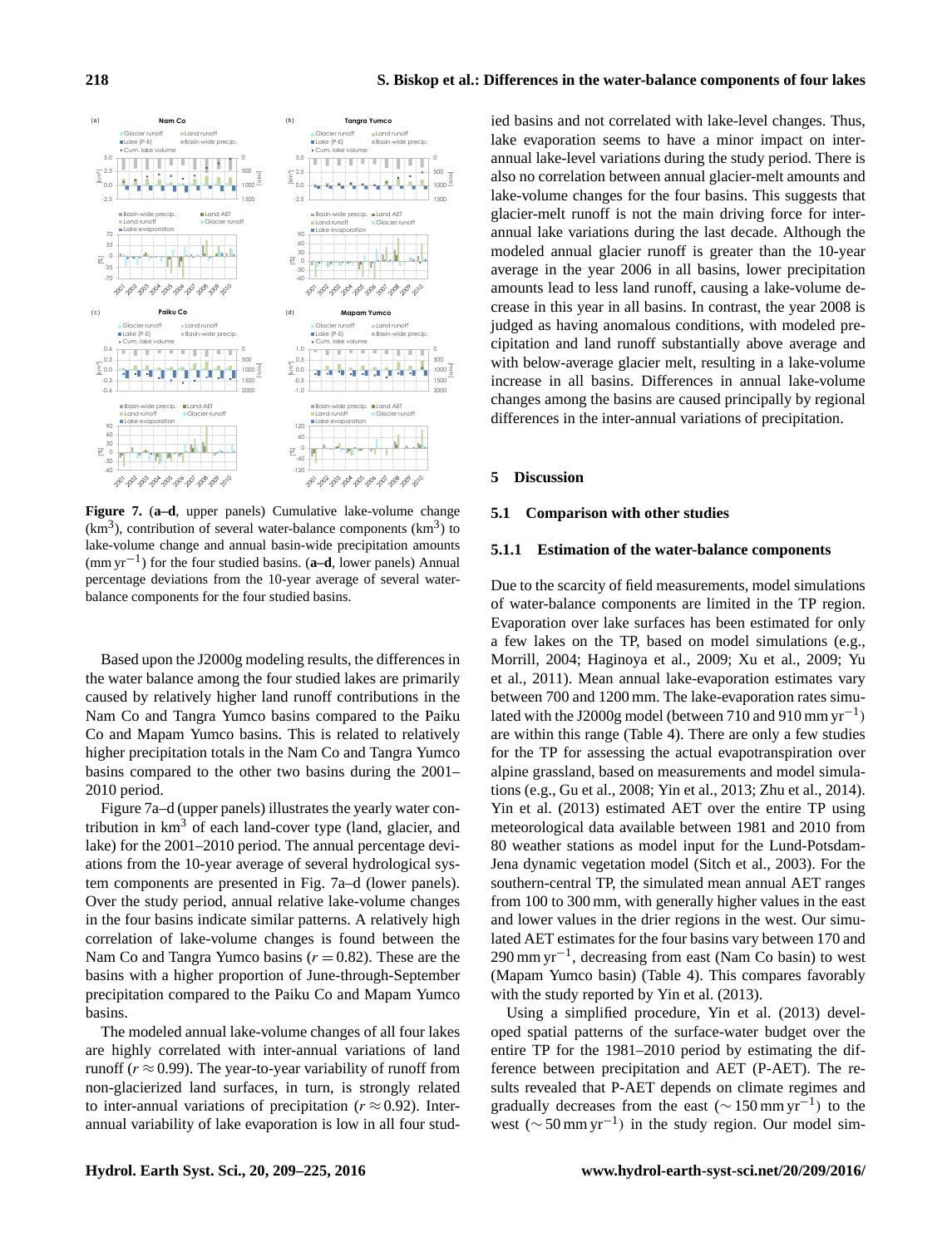**Figure 7.** (**a–d**, upper panels) Cumulative lake-volume change ($km^3$), contribution of several water-balance components ($km^3$) to lake-volume change and annual basin-wide precipitation amounts ($mm\,yr^{-1}$) for the four studied basins. (**a–d**, lower panels) Annual percentage deviations from the 10-year average of several water-balance components for the four studied basins.

Based upon the J2000g modeling results, the differences in the water balance among the four studied lakes are primarily caused by relatively higher land runoff contributions in the Nam Co and Tangra Yumco basins compared to the Paiku Co and Mapam Yumco basins. This is related to relatively higher precipitation totals in the Nam Co and Tangra Yumco basins compared to the other two basins during the 2001–2010 period.

Figure 7a–d (upper panels) illustrates the yearly water contribution in $km^3$ of each land-cover type (land, glacier, and lake) for the 2001–2010 period. The annual percentage deviations from the 10-year average of several hydrological system components are presented in Fig. 7a–d (lower panels). Over the study period, annual relative lake-volume changes in the four basins indicate similar patterns. A relatively high correlation of lake-volume changes is found between the Nam Co and Tangra Yumco basins ($r = 0.82$). These are the basins with a higher proportion of June-through-September precipitation compared to the Paiku Co and Mapam Yumco basins.

The modeled annual lake-volume changes of all four lakes are highly correlated with inter-annual variations of land runoff ($r \approx 0.99$). The year-to-year variability of runoff from non-glacierized land surfaces, in turn, is strongly related to inter-annual variations of precipitation ($r \approx 0.92$). Inter-annual variability of lake evaporation is low in all four studied basins and not correlated with lake-level changes. Thus, lake evaporation seems to have a minor impact on inter-annual lake-level variations during the study period. There is also no correlation between annual glacier-melt amounts and lake-volume changes for the four basins. This suggests that glacier-melt runoff is not the main driving force for inter-annual lake variations during the last decade. Although the modeled annual glacier runoff is greater than the 10-year average in the year 2006 in all basins, lower precipitation amounts lead to less land runoff, causing a lake-volume decrease in this year in all basins. In contrast, the year 2008 is judged as having anomalous conditions, with modeled precipitation and land runoff substantially above average and with below-average glacier melt, resulting in a lake-volume increase in all basins. Differences in annual lake-volume changes among the basins are caused principally by regional differences in the inter-annual variations of precipitation.

## 5 Discussion

### 5.1 Comparison with other studies

#### 5.1.1 Estimation of the water-balance components

Due to the scarcity of field measurements, model simulations of water-balance components are limited in the TP region. Evaporation over lake surfaces has been estimated for only a few lakes on the TP, based on model simulations (e.g., Morrill, 2004; Haginoya et al., 2009; Xu et al., 2009; Yu et al., 2011). Mean annual lake-evaporation estimates vary between 700 and 1200 mm. The lake-evaporation rates simulated with the J2000g model (between 710 and 910 $mm\,yr^{-1}$) are within this range (Table 4). There are only a few studies for the TP for assessing the actual evapotranspiration over alpine grassland, based on measurements and model simulations (e.g., Gu et al., 2008; Yin et al., 2013; Zhu et al., 2014). Yin et al. (2013) estimated AET over the entire TP using meteorological data available between 1981 and 2010 from 80 weather stations as model input for the Lund-Potsdam-Jena dynamic vegetation model (Sitch et al., 2003). For the southern-central TP, the simulated mean annual AET ranges from 100 to 300 mm, with generally higher values in the east and lower values in the drier regions in the west. Our simulated AET estimates for the four basins vary between 170 and 290 $mm\,yr^{-1}$, decreasing from east (Nam Co basin) to west (Mapam Yumco basin) (Table 4). This compares favorably with the study reported by Yin et al. (2013).

Using a simplified procedure, Yin et al. (2013) developed spatial patterns of the surface-water budget over the entire TP for the 1981–2010 period by estimating the difference between precipitation and AET (P-AET). The results revealed that P-AET depends on climate regimes and gradually decreases from the east ($\sim 150\,mm\,yr^{-1}$) to the west ($\sim 50\,mm\,yr^{-1}$) in the study region. Our model sim-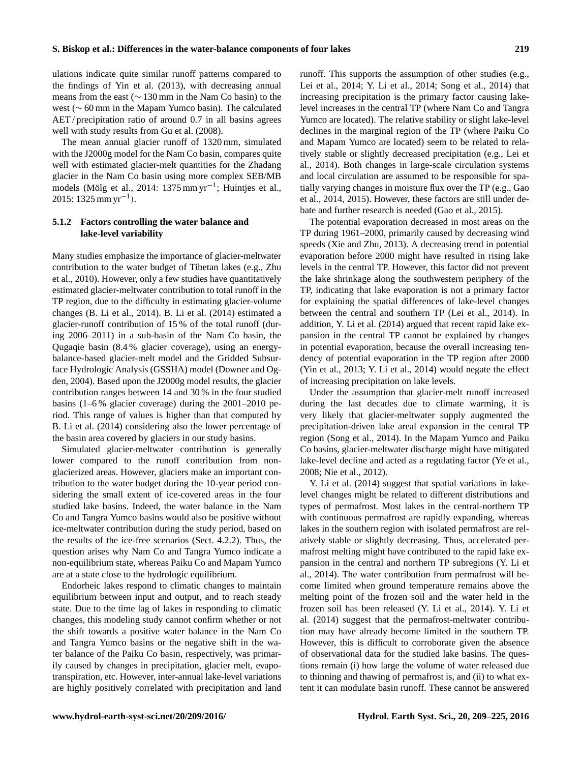ulations indicate quite similar runoff patterns compared to the findings of Yin et al. (2013), with decreasing annual means from the east (∼ 130 mm in the Nam Co basin) to the west (∼ 60 mm in the Mapam Yumco basin). The calculated AET / precipitation ratio of around 0.7 in all basins agrees well with study results from Gu et al. (2008).

The mean annual glacier runoff of 1320 mm, simulated with the J2000g model for the Nam Co basin, compares quite well with estimated glacier-melt quantities for the Zhadang glacier in the Nam Co basin using more complex SEB/MB models (Mölg et al., 2014: 1375 mm $yr^{-1}$; Huintjes et al., 2015: 1325 mm $yr^{-1}$).

#### 5.1.2 Factors controlling the water balance and lake-level variability

Many studies emphasize the importance of glacier-meltwater contribution to the water budget of Tibetan lakes (e.g., Zhu et al., 2010). However, only a few studies have quantitatively estimated glacier-meltwater contribution to total runoff in the TP region, due to the difficulty in estimating glacier-volume changes (B. Li et al., 2014). B. Li et al. (2014) estimated a glacier-runoff contribution of 15 % of the total runoff (during 2006–2011) in a sub-basin of the Nam Co basin, the Qugaqie basin (8.4 % glacier coverage), using an energy-balance-based glacier-melt model and the Gridded Subsurface Hydrologic Analysis (GSSHA) model (Downer and Ogden, 2004). Based upon the J2000g model results, the glacier contribution ranges between 14 and 30 % in the four studied basins (1–6 % glacier coverage) during the 2001–2010 period. This range of values is higher than that computed by B. Li et al. (2014) considering also the lower percentage of the basin area covered by glaciers in our study basins.

Simulated glacier-meltwater contribution is generally lower compared to the runoff contribution from non-glacierized areas. However, glaciers make an important contribution to the water budget during the 10-year period considering the small extent of ice-covered areas in the four studied lake basins. Indeed, the water balance in the Nam Co and Tangra Yumco basins would also be positive without ice-meltwater contribution during the study period, based on the results of the ice-free scenarios (Sect. 4.2.2). Thus, the question arises why Nam Co and Tangra Yumco indicate a non-equilibrium state, whereas Paiku Co and Mapam Yumco are at a state close to the hydrologic equilibrium.

Endorheic lakes respond to climatic changes to maintain equilibrium between input and output, and to reach steady state. Due to the time lag of lakes in responding to climatic changes, this modeling study cannot confirm whether or not the shift towards a positive water balance in the Nam Co and Tangra Yumco basins or the negative shift in the water balance of the Paiku Co basin, respectively, was primarily caused by changes in precipitation, glacier melt, evapotranspiration, etc. However, inter-annual lake-level variations are highly positively correlated with precipitation and land runoff. This supports the assumption of other studies (e.g., Lei et al., 2014; Y. Li et al., 2014; Song et al., 2014) that increasing precipitation is the primary factor causing lake-level increases in the central TP (where Nam Co and Tangra Yumco are located). The relative stability or slight lake-level declines in the marginal region of the TP (where Paiku Co and Mapam Yumco are located) seem to be related to relatively stable or slightly decreased precipitation (e.g., Lei et al., 2014). Both changes in large-scale circulation systems and local circulation are assumed to be responsible for spatially varying changes in moisture flux over the TP (e.g., Gao et al., 2014, 2015). However, these factors are still under debate and further research is needed (Gao et al., 2015).

The potential evaporation decreased in most areas on the TP during 1961–2000, primarily caused by decreasing wind speeds (Xie and Zhu, 2013). A decreasing trend in potential evaporation before 2000 might have resulted in rising lake levels in the central TP. However, this factor did not prevent the lake shrinkage along the southwestern periphery of the TP, indicating that lake evaporation is not a primary factor for explaining the spatial differences of lake-level changes between the central and southern TP (Lei et al., 2014). In addition, Y. Li et al. (2014) argued that recent rapid lake expansion in the central TP cannot be explained by changes in potential evaporation, because the overall increasing tendency of potential evaporation in the TP region after 2000 (Yin et al., 2013; Y. Li et al., 2014) would negate the effect of increasing precipitation on lake levels.

Under the assumption that glacier-melt runoff increased during the last decades due to climate warming, it is very likely that glacier-meltwater supply augmented the precipitation-driven lake areal expansion in the central TP region (Song et al., 2014). In the Mapam Yumco and Paiku Co basins, glacier-meltwater discharge might have mitigated lake-level decline and acted as a regulating factor (Ye et al., 2008; Nie et al., 2012).

Y. Li et al. (2014) suggest that spatial variations in lake-level changes might be related to different distributions and types of permafrost. Most lakes in the central-northern TP with continuous permafrost are rapidly expanding, whereas lakes in the southern region with isolated permafrost are relatively stable or slightly decreasing. Thus, accelerated permafrost melting might have contributed to the rapid lake expansion in the central and northern TP subregions (Y. Li et al., 2014). The water contribution from permafrost will become limited when ground temperature remains above the melting point of the frozen soil and the water held in the frozen soil has been released (Y. Li et al., 2014). Y. Li et al. (2014) suggest that the permafrost-meltwater contribution may have already become limited in the southern TP. However, this is difficult to corroborate given the absence of observational data for the studied lake basins. The questions remain (i) how large the volume of water released due to thinning and thawing of permafrost is, and (ii) to what extent it can modulate basin runoff. These cannot be answered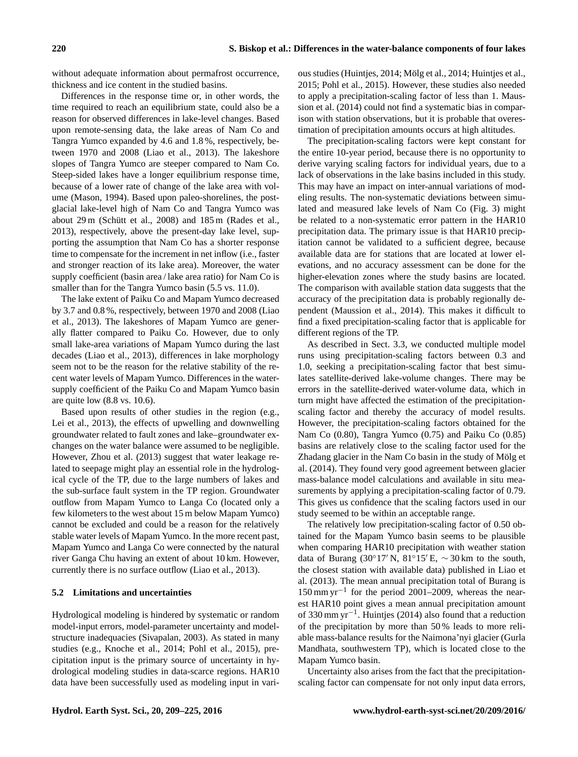without adequate information about permafrost occurrence, thickness and ice content in the studied basins.

Differences in the response time or, in other words, the time required to reach an equilibrium state, could also be a reason for observed differences in lake-level changes. Based upon remote-sensing data, the lake areas of Nam Co and Tangra Yumco expanded by 4.6 and 1.8 %, respectively, between 1970 and 2008 (Liao et al., 2013). The lakeshore slopes of Tangra Yumco are steeper compared to Nam Co. Steep-sided lakes have a longer equilibrium response time, because of a lower rate of change of the lake area with volume (Mason, 1994). Based upon paleo-shorelines, the post-glacial lake-level high of Nam Co and Tangra Yumco was about 29 m (Schütt et al., 2008) and 185 m (Rades et al., 2013), respectively, above the present-day lake level, supporting the assumption that Nam Co has a shorter response time to compensate for the increment in net inflow (i.e., faster and stronger reaction of its lake area). Moreover, the water supply coefficient (basin area / lake area ratio) for Nam Co is smaller than for the Tangra Yumco basin (5.5 vs. 11.0).

The lake extent of Paiku Co and Mapam Yumco decreased by 3.7 and 0.8 %, respectively, between 1970 and 2008 (Liao et al., 2013). The lakeshores of Mapam Yumco are generally flatter compared to Paiku Co. However, due to only small lake-area variations of Mapam Yumco during the last decades (Liao et al., 2013), differences in lake morphology seem not to be the reason for the relative stability of the recent water levels of Mapam Yumco. Differences in the water-supply coefficient of the Paiku Co and Mapam Yumco basin are quite low (8.8 vs. 10.6).

Based upon results of other studies in the region (e.g., Lei et al., 2013), the effects of upwelling and downwelling groundwater related to fault zones and lake–groundwater exchanges on the water balance were assumed to be negligible. However, Zhou et al. (2013) suggest that water leakage related to seepage might play an essential role in the hydrological cycle of the TP, due to the large numbers of lakes and the sub-surface fault system in the TP region. Groundwater outflow from Mapam Yumco to Langa Co (located only a few kilometers to the west about 15 m below Mapam Yumco) cannot be excluded and could be a reason for the relatively stable water levels of Mapam Yumco. In the more recent past, Mapam Yumco and Langa Co were connected by the natural river Ganga Chu having an extent of about 10 km. However, currently there is no surface outflow (Liao et al., 2013).

### 5.2 Limitations and uncertainties

Hydrological modeling is hindered by systematic or random model-input errors, model-parameter uncertainty and model-structure inadequacies (Sivapalan, 2003). As stated in many studies (e.g., Knoche et al., 2014; Pohl et al., 2015), precipitation input is the primary source of uncertainty in hydrological modeling studies in data-scarce regions. HAR10 data have been successfully used as modeling input in various studies (Huintjes, 2014; Mölg et al., 2014; Huintjes et al., 2015; Pohl et al., 2015). However, these studies also needed to apply a precipitation-scaling factor of less than 1. Maussion et al. (2014) could not find a systematic bias in comparison with station observations, but it is probable that overestimation of precipitation amounts occurs at high altitudes.

The precipitation-scaling factors were kept constant for the entire 10-year period, because there is no opportunity to derive varying scaling factors for individual years, due to a lack of observations in the lake basins included in this study. This may have an impact on inter-annual variations of modeling results. The non-systematic deviations between simulated and measured lake levels of Nam Co (Fig. 3) might be related to a non-systematic error pattern in the HAR10 precipitation data. The primary issue is that HAR10 precipitation cannot be validated to a sufficient degree, because available data are for stations that are located at lower elevations, and no accuracy assessment can be done for the higher-elevation zones where the study basins are located. The comparison with available station data suggests that the accuracy of the precipitation data is probably regionally dependent (Maussion et al., 2014). This makes it difficult to find a fixed precipitation-scaling factor that is applicable for different regions of the TP.

As described in Sect. 3.3, we conducted multiple model runs using precipitation-scaling factors between 0.3 and 1.0, seeking a precipitation-scaling factor that best simulates satellite-derived lake-volume changes. There may be errors in the satellite-derived water-volume data, which in turn might have affected the estimation of the precipitation-scaling factor and thereby the accuracy of model results. However, the precipitation-scaling factors obtained for the Nam Co (0.80), Tangra Yumco (0.75) and Paiku Co (0.85) basins are relatively close to the scaling factor used for the Zhadang glacier in the Nam Co basin in the study of Mölg et al. (2014). They found very good agreement between glacier mass-balance model calculations and available in situ measurements by applying a precipitation-scaling factor of 0.79. This gives us confidence that the scaling factors used in our study seemed to be within an acceptable range.

The relatively low precipitation-scaling factor of 0.50 obtained for the Mapam Yumco basin seems to be plausible when comparing HAR10 precipitation with weather station data of Burang (30°17′ N, 81°15′ E, ∼ 30 km to the south, the closest station with available data) published in Liao et al. (2013). The mean annual precipitation total of Burang is 150 mm yr$^{-1}$ for the period 2001–2009, whereas the nearest HAR10 point gives a mean annual precipitation amount of 330 mm yr$^{-1}$. Huintjes (2014) also found that a reduction of the precipitation by more than 50 % leads to more reliable mass-balance results for the Naimona'nyi glacier (Gurla Mandhata, southwestern TP), which is located close to the Mapam Yumco basin.

Uncertainty also arises from the fact that the precipitation-scaling factor can compensate for not only input data errors,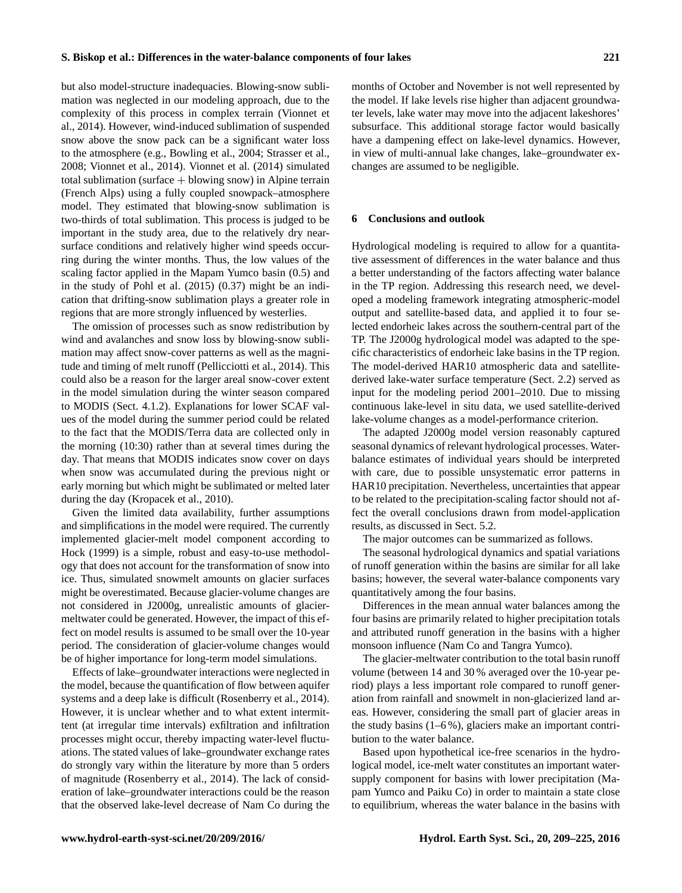but also model-structure inadequacies. Blowing-snow sublimation was neglected in our modeling approach, due to the complexity of this process in complex terrain (Vionnet et al., 2014). However, wind-induced sublimation of suspended snow above the snow pack can be a significant water loss to the atmosphere (e.g., Bowling et al., 2004; Strasser et al., 2008; Vionnet et al., 2014). Vionnet et al. (2014) simulated total sublimation (surface + blowing snow) in Alpine terrain (French Alps) using a fully coupled snowpack–atmosphere model. They estimated that blowing-snow sublimation is two-thirds of total sublimation. This process is judged to be important in the study area, due to the relatively dry near-surface conditions and relatively higher wind speeds occurring during the winter months. Thus, the low values of the scaling factor applied in the Mapam Yumco basin (0.5) and in the study of Pohl et al. (2015) (0.37) might be an indication that drifting-snow sublimation plays a greater role in regions that are more strongly influenced by westerlies.

The omission of processes such as snow redistribution by wind and avalanches and snow loss by blowing-snow sublimation may affect snow-cover patterns as well as the magnitude and timing of melt runoff (Pellicciotti et al., 2014). This could also be a reason for the larger areal snow-cover extent in the model simulation during the winter season compared to MODIS (Sect. 4.1.2). Explanations for lower SCAF values of the model during the summer period could be related to the fact that the MODIS/Terra data are collected only in the morning (10:30) rather than at several times during the day. That means that MODIS indicates snow cover on days when snow was accumulated during the previous night or early morning but which might be sublimated or melted later during the day (Kropacek et al., 2010).

Given the limited data availability, further assumptions and simplifications in the model were required. The currently implemented glacier-melt model component according to Hock (1999) is a simple, robust and easy-to-use methodology that does not account for the transformation of snow into ice. Thus, simulated snowmelt amounts on glacier surfaces might be overestimated. Because glacier-volume changes are not considered in J2000g, unrealistic amounts of glacier-meltwater could be generated. However, the impact of this effect on model results is assumed to be small over the 10-year period. The consideration of glacier-volume changes would be of higher importance for long-term model simulations.

Effects of lake–groundwater interactions were neglected in the model, because the quantification of flow between aquifer systems and a deep lake is difficult (Rosenberry et al., 2014). However, it is unclear whether and to what extent intermittent (at irregular time intervals) exfiltration and infiltration processes might occur, thereby impacting water-level fluctuations. The stated values of lake–groundwater exchange rates do strongly vary within the literature by more than 5 orders of magnitude (Rosenberry et al., 2014). The lack of consideration of lake–groundwater interactions could be the reason that the observed lake-level decrease of Nam Co during the months of October and November is not well represented by the model. If lake levels rise higher than adjacent groundwater levels, lake water may move into the adjacent lakeshores' subsurface. This additional storage factor would basically have a dampening effect on lake-level dynamics. However, in view of multi-annual lake changes, lake–groundwater exchanges are assumed to be negligible.

## 6 Conclusions and outlook

Hydrological modeling is required to allow for a quantitative assessment of differences in the water balance and thus a better understanding of the factors affecting water balance in the TP region. Addressing this research need, we developed a modeling framework integrating atmospheric-model output and satellite-based data, and applied it to four selected endorheic lakes across the southern-central part of the TP. The J2000g hydrological model was adapted to the specific characteristics of endorheic lake basins in the TP region. The model-derived HAR10 atmospheric data and satellite-derived lake-water surface temperature (Sect. 2.2) served as input for the modeling period 2001–2010. Due to missing continuous lake-level in situ data, we used satellite-derived lake-volume changes as a model-performance criterion.

The adapted J2000g model version reasonably captured seasonal dynamics of relevant hydrological processes. Water-balance estimates of individual years should be interpreted with care, due to possible unsystematic error patterns in HAR10 precipitation. Nevertheless, uncertainties that appear to be related to the precipitation-scaling factor should not affect the overall conclusions drawn from model-application results, as discussed in Sect. 5.2.

The major outcomes can be summarized as follows.

The seasonal hydrological dynamics and spatial variations of runoff generation within the basins are similar for all lake basins; however, the several water-balance components vary quantitatively among the four basins.

Differences in the mean annual water balances among the four basins are primarily related to higher precipitation totals and attributed runoff generation in the basins with a higher monsoon influence (Nam Co and Tangra Yumco).

The glacier-meltwater contribution to the total basin runoff volume (between 14 and 30 % averaged over the 10-year period) plays a less important role compared to runoff generation from rainfall and snowmelt in non-glacierized land areas. However, considering the small part of glacier areas in the study basins (1–6 %), glaciers make an important contribution to the water balance.

Based upon hypothetical ice-free scenarios in the hydrological model, ice-melt water constitutes an important water-supply component for basins with lower precipitation (Mapam Yumco and Paiku Co) in order to maintain a state close to equilibrium, whereas the water balance in the basins with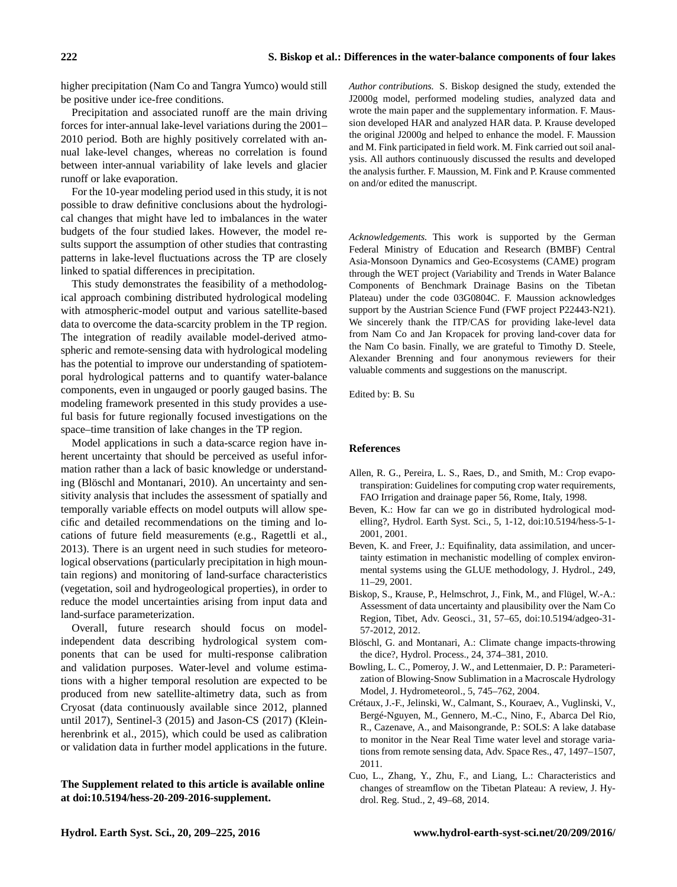higher precipitation (Nam Co and Tangra Yumco) would still be positive under ice-free conditions.

Precipitation and associated runoff are the main driving forces for inter-annual lake-level variations during the 2001–2010 period. Both are highly positively correlated with annual lake-level changes, whereas no correlation is found between inter-annual variability of lake levels and glacier runoff or lake evaporation.

For the 10-year modeling period used in this study, it is not possible to draw definitive conclusions about the hydrological changes that might have led to imbalances in the water budgets of the four studied lakes. However, the model results support the assumption of other studies that contrasting patterns in lake-level fluctuations across the TP are closely linked to spatial differences in precipitation.

This study demonstrates the feasibility of a methodological approach combining distributed hydrological modeling with atmospheric-model output and various satellite-based data to overcome the data-scarcity problem in the TP region. The integration of readily available model-derived atmospheric and remote-sensing data with hydrological modeling has the potential to improve our understanding of spatiotemporal hydrological patterns and to quantify water-balance components, even in ungauged or poorly gauged basins. The modeling framework presented in this study provides a useful basis for future regionally focused investigations on the space–time transition of lake changes in the TP region.

Model applications in such a data-scarce region have inherent uncertainty that should be perceived as useful information rather than a lack of basic knowledge or understanding (Blöschl and Montanari, 2010). An uncertainty and sensitivity analysis that includes the assessment of spatially and temporally variable effects on model outputs will allow specific and detailed recommendations on the timing and locations of future field measurements (e.g., Ragettli et al., 2013). There is an urgent need in such studies for meteorological observations (particularly precipitation in high mountain regions) and monitoring of land-surface characteristics (vegetation, soil and hydrogeological properties), in order to reduce the model uncertainties arising from input data and land-surface parameterization.

Overall, future research should focus on model-independent data describing hydrological system components that can be used for multi-response calibration and validation purposes. Water-level and volume estimations with a higher temporal resolution are expected to be produced from new satellite-altimetry data, such as from Cryosat (data continuously available since 2012, planned until 2017), Sentinel-3 (2015) and Jason-CS (2017) (Kleinherenbrink et al., 2015), which could be used as calibration or validation data in further model applications in the future.

**The Supplement related to this article is available online at doi:10.5194/hess-20-209-2016-supplement.**

*Author contributions.* S. Biskop designed the study, extended the J2000g model, performed modeling studies, analyzed data and wrote the main paper and the supplementary information. F. Maussion developed HAR and analyzed HAR data. P. Krause developed the original J2000g and helped to enhance the model. F. Maussion and M. Fink participated in field work. M. Fink carried out soil analysis. All authors continuously discussed the results and developed the analysis further. F. Maussion, M. Fink and P. Krause commented on and/or edited the manuscript.

*Acknowledgements.* This work is supported by the German Federal Ministry of Education and Research (BMBF) Central Asia-Monsoon Dynamics and Geo-Ecosystems (CAME) program through the WET project (Variability and Trends in Water Balance Components of Benchmark Drainage Basins on the Tibetan Plateau) under the code 03G0804C. F. Maussion acknowledges support by the Austrian Science Fund (FWF project P22443-N21). We sincerely thank the ITP/CAS for providing lake-level data from Nam Co and Jan Kropacek for proving land-cover data for the Nam Co basin. Finally, we are grateful to Timothy D. Steele, Alexander Brenning and four anonymous reviewers for their valuable comments and suggestions on the manuscript.

Edited by: B. Su

## References

Allen, R. G., Pereira, L. S., Raes, D., and Smith, M.: Crop evapotranspiration: Guidelines for computing crop water requirements, FAO Irrigation and drainage paper 56, Rome, Italy, 1998.

Beven, K.: How far can we go in distributed hydrological modelling?, Hydrol. Earth Syst. Sci., 5, 1-12, doi:10.5194/hess-5-1-2001, 2001.

Beven, K. and Freer, J.: Equifinality, data assimilation, and uncertainty estimation in mechanistic modelling of complex environmental systems using the GLUE methodology, J. Hydrol., 249, 11–29, 2001.

Biskop, S., Krause, P., Helmschrot, J., Fink, M., and Flügel, W.-A.: Assessment of data uncertainty and plausibility over the Nam Co Region, Tibet, Adv. Geosci., 31, 57–65, doi:10.5194/adgeo-31-57-2012, 2012.

Blöschl, G. and Montanari, A.: Climate change impacts-throwing the dice?, Hydrol. Process., 24, 374–381, 2010.

Bowling, L. C., Pomeroy, J. W., and Lettenmaier, D. P.: Parameterization of Blowing-Snow Sublimation in a Macroscale Hydrology Model, J. Hydrometeorol., 5, 745–762, 2004.

Crétaux, J.-F., Jelinski, W., Calmant, S., Kouraev, A., Vuglinski, V., Bergé-Nguyen, M., Gennero, M.-C., Nino, F., Abarca Del Rio, R., Cazenave, A., and Maisongrande, P.: SOLS: A lake database to monitor in the Near Real Time water level and storage variations from remote sensing data, Adv. Space Res., 47, 1497–1507, 2011.

Cuo, L., Zhang, Y., Zhu, F., and Liang, L.: Characteristics and changes of streamflow on the Tibetan Plateau: A review, J. Hydrol. Reg. Stud., 2, 49–68, 2014.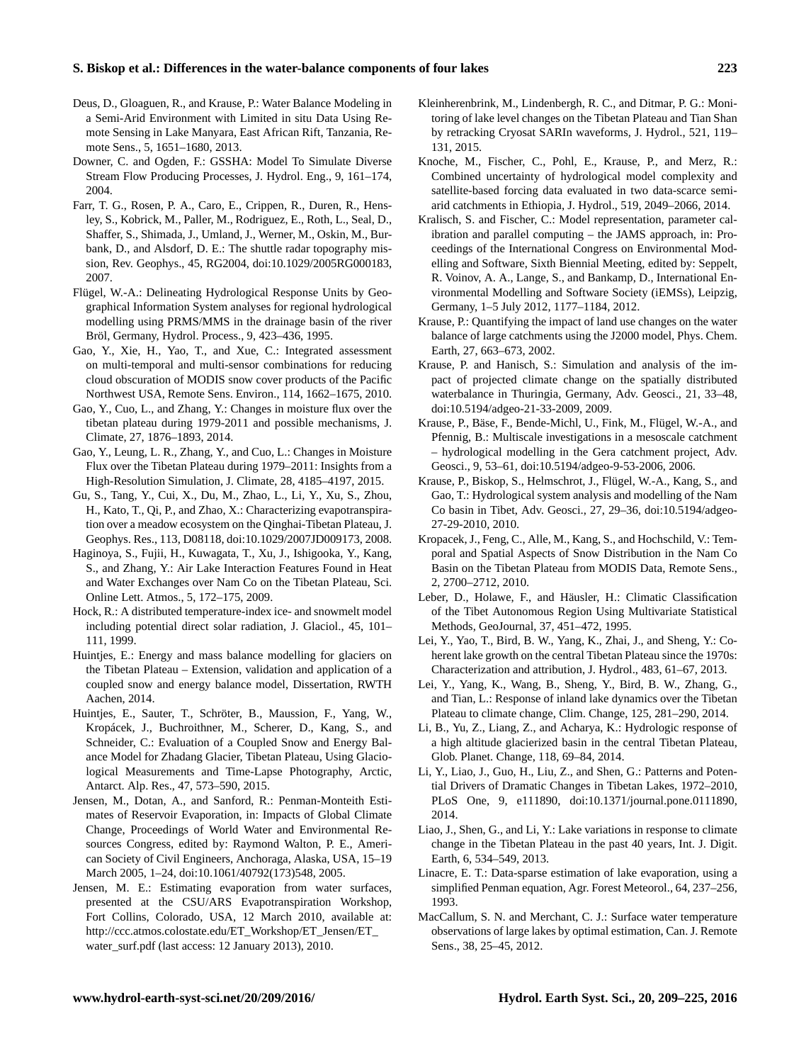Deus, D., Gloaguen, R., and Krause, P.: Water Balance Modeling in a Semi-Arid Environment with Limited in situ Data Using Remote Sensing in Lake Manyara, East African Rift, Tanzania, Remote Sens., 5, 1651–1680, 2013.

Downer, C. and Ogden, F.: GSSHA: Model To Simulate Diverse Stream Flow Producing Processes, J. Hydrol. Eng., 9, 161–174, 2004.

Farr, T. G., Rosen, P. A., Caro, E., Crippen, R., Duren, R., Hensley, S., Kobrick, M., Paller, M., Rodriguez, E., Roth, L., Seal, D., Shaffer, S., Shimada, J., Umland, J., Werner, M., Oskin, M., Burbank, D., and Alsdorf, D. E.: The shuttle radar topography mission, Rev. Geophys., 45, RG2004, doi:10.1029/2005RG000183, 2007.

Flügel, W.-A.: Delineating Hydrological Response Units by Geographical Information System analyses for regional hydrological modelling using PRMS/MMS in the drainage basin of the river Bröl, Germany, Hydrol. Process., 9, 423–436, 1995.

Gao, Y., Xie, H., Yao, T., and Xue, C.: Integrated assessment on multi-temporal and multi-sensor combinations for reducing cloud obscuration of MODIS snow cover products of the Pacific Northwest USA, Remote Sens. Environ., 114, 1662–1675, 2010.

Gao, Y., Cuo, L., and Zhang, Y.: Changes in moisture flux over the tibetan plateau during 1979-2011 and possible mechanisms, J. Climate, 27, 1876–1893, 2014.

Gao, Y., Leung, L. R., Zhang, Y., and Cuo, L.: Changes in Moisture Flux over the Tibetan Plateau during 1979–2011: Insights from a High-Resolution Simulation, J. Climate, 28, 4185–4197, 2015.

Gu, S., Tang, Y., Cui, X., Du, M., Zhao, L., Li, Y., Xu, S., Zhou, H., Kato, T., Qi, P., and Zhao, X.: Characterizing evapotranspiration over a meadow ecosystem on the Qinghai-Tibetan Plateau, J. Geophys. Res., 113, D08118, doi:10.1029/2007JD009173, 2008.

Haginoya, S., Fujii, H., Kuwagata, T., Xu, J., Ishigooka, Y., Kang, S., and Zhang, Y.: Air Lake Interaction Features Found in Heat and Water Exchanges over Nam Co on the Tibetan Plateau, Sci. Online Lett. Atmos., 5, 172–175, 2009.

Hock, R.: A distributed temperature-index ice- and snowmelt model including potential direct solar radiation, J. Glaciol., 45, 101–111, 1999.

Huintjes, E.: Energy and mass balance modelling for glaciers on the Tibetan Plateau – Extension, validation and application of a coupled snow and energy balance model, Dissertation, RWTH Aachen, 2014.

Huintjes, E., Sauter, T., Schröter, B., Maussion, F., Yang, W., Kropáček, J., Buchroithner, M., Scherer, D., Kang, S., and Schneider, C.: Evaluation of a Coupled Snow and Energy Balance Model for Zhadang Glacier, Tibetan Plateau, Using Glaciological Measurements and Time-Lapse Photography, Arctic, Antarct. Alp. Res., 47, 573–590, 2015.

Jensen, M., Dotan, A., and Sanford, R.: Penman-Monteith Estimates of Reservoir Evaporation, in: Impacts of Global Climate Change, Proceedings of World Water and Environmental Resources Congress, edited by: Raymond Walton, P. E., American Society of Civil Engineers, Anchorage, Alaska, USA, 15–19 March 2005, 1–24, doi:10.1061/40792(173)548, 2005.

Jensen, M. E.: Estimating evaporation from water surfaces, presented at the CSU/ARS Evapotranspiration Workshop, Fort Collins, Colorado, USA, 12 March 2010, available at: http://ccc.atmos.colostate.edu/ET_Workshop/ET_Jensen/ET_water_surf.pdf (last access: 12 January 2013), 2010.

Kleinherenbrink, M., Lindenbergh, R. C., and Ditmar, P. G.: Monitoring of lake level changes on the Tibetan Plateau and Tian Shan by retracking Cryosat SARIn waveforms, J. Hydrol., 521, 119–131, 2015.

Knoche, M., Fischer, C., Pohl, E., Krause, P., and Merz, R.: Combined uncertainty of hydrological model complexity and satellite-based forcing data evaluated in two data-scarce semi-arid catchments in Ethiopia, J. Hydrol., 519, 2049–2066, 2014.

Kralisch, S. and Fischer, C.: Model representation, parameter calibration and parallel computing – the JAMS approach, in: Proceedings of the International Congress on Environmental Modelling and Software, Sixth Biennial Meeting, edited by: Seppelt, R. Voinov, A. A., Lange, S., and Bankamp, D., International Environmental Modelling and Software Society (iEMSs), Leipzig, Germany, 1–5 July 2012, 1177–1184, 2012.

Krause, P.: Quantifying the impact of land use changes on the water balance of large catchments using the J2000 model, Phys. Chem. Earth, 27, 663–673, 2002.

Krause, P. and Hanisch, S.: Simulation and analysis of the impact of projected climate change on the spatially distributed waterbalance in Thuringia, Germany, Adv. Geosci., 21, 33–48, doi:10.5194/adgeo-21-33-2009, 2009.

Krause, P., Bäse, F., Bende-Michl, U., Fink, M., Flügel, W.-A., and Pfennig, B.: Multiscale investigations in a mesoscale catchment – hydrological modelling in the Gera catchment project, Adv. Geosci., 9, 53–61, doi:10.5194/adgeo-9-53-2006, 2006.

Krause, P., Biskop, S., Helmschrot, J., Flügel, W.-A., Kang, S., and Gao, T.: Hydrological system analysis and modelling of the Nam Co basin in Tibet, Adv. Geosci., 27, 29–36, doi:10.5194/adgeo-27-29-2010, 2010.

Kropacek, J., Feng, C., Alle, M., Kang, S., and Hochschild, V.: Temporal and Spatial Aspects of Snow Distribution in the Nam Co Basin on the Tibetan Plateau from MODIS Data, Remote Sens., 2, 2700–2712, 2010.

Leber, D., Holawe, F., and Häusler, H.: Climatic Classification of the Tibet Autonomous Region Using Multivariate Statistical Methods, GeoJournal, 37, 451–472, 1995.

Lei, Y., Yao, T., Bird, B. W., Yang, K., Zhai, J., and Sheng, Y.: Coherent lake growth on the central Tibetan Plateau since the 1970s: Characterization and attribution, J. Hydrol., 483, 61–67, 2013.

Lei, Y., Yang, K., Wang, B., Sheng, Y., Bird, B. W., Zhang, G., and Tian, L.: Response of inland lake dynamics over the Tibetan Plateau to climate change, Clim. Change, 125, 281–290, 2014.

Li, B., Yu, Z., Liang, Z., and Acharya, K.: Hydrologic response of a high altitude glacierized basin in the central Tibetan Plateau, Glob. Planet. Change, 118, 69–84, 2014.

Li, Y., Liao, J., Guo, H., Liu, Z., and Shen, G.: Patterns and Potential Drivers of Dramatic Changes in Tibetan Lakes, 1972–2010, PLoS One, 9, e111890, doi:10.1371/journal.pone.0111890, 2014.

Liao, J., Shen, G., and Li, Y.: Lake variations in response to climate change in the Tibetan Plateau in the past 40 years, Int. J. Digit. Earth, 6, 534–549, 2013.

Linacre, E. T.: Data-sparse estimation of lake evaporation, using a simplified Penman equation, Agr. Forest Meteorol., 64, 237–256, 1993.

MacCallum, S. N. and Merchant, C. J.: Surface water temperature observations of large lakes by optimal estimation, Can. J. Remote Sens., 38, 25–45, 2012.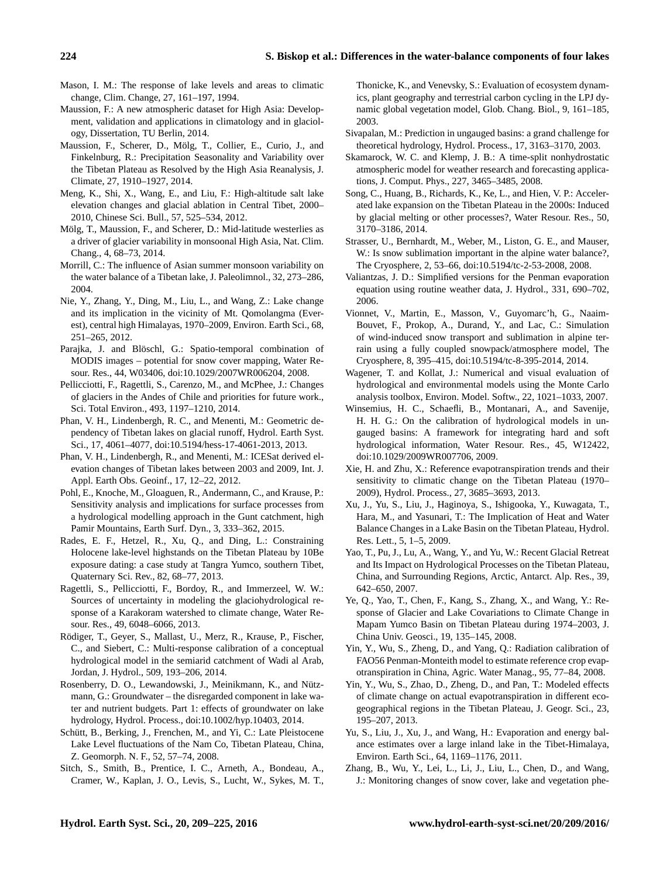Mason, I. M.: The response of lake levels and areas to climatic change, Clim. Change, 27, 161–197, 1994.

Maussion, F.: A new atmospheric dataset for High Asia: Development, validation and applications in climatology and in glaciology, Dissertation, TU Berlin, 2014.

Maussion, F., Scherer, D., Mölg, T., Collier, E., Curio, J., and Finkelnburg, R.: Precipitation Seasonality and Variability over the Tibetan Plateau as Resolved by the High Asia Reanalysis, J. Climate, 27, 1910–1927, 2014.

Meng, K., Shi, X., Wang, E., and Liu, F.: High-altitude salt lake elevation changes and glacial ablation in Central Tibet, 2000–2010, Chinese Sci. Bull., 57, 525–534, 2012.

Mölg, T., Maussion, F., and Scherer, D.: Mid-latitude westerlies as a driver of glacier variability in monsoonal High Asia, Nat. Clim. Chang., 4, 68–73, 2014.

Morrill, C.: The influence of Asian summer monsoon variability on the water balance of a Tibetan lake, J. Paleolimnol., 32, 273–286, 2004.

Nie, Y., Zhang, Y., Ding, M., Liu, L., and Wang, Z.: Lake change and its implication in the vicinity of Mt. Qomolangma (Everest), central high Himalayas, 1970–2009, Environ. Earth Sci., 68, 251–265, 2012.

Parajka, J. and Blöschl, G.: Spatio-temporal combination of MODIS images – potential for snow cover mapping, Water Resour. Res., 44, W03406, doi:10.1029/2007WR006204, 2008.

Pellicciotti, F., Ragettli, S., Carenzo, M., and McPhee, J.: Changes of glaciers in the Andes of Chile and priorities for future work., Sci. Total Environ., 493, 1197–1210, 2014.

Phan, V. H., Lindenbergh, R. C., and Menenti, M.: Geometric dependency of Tibetan lakes on glacial runoff, Hydrol. Earth Syst. Sci., 17, 4061–4077, doi:10.5194/hess-17-4061-2013, 2013.

Phan, V. H., Lindenbergh, R., and Menenti, M.: ICESat derived elevation changes of Tibetan lakes between 2003 and 2009, Int. J. Appl. Earth Obs. Geoinf., 17, 12–22, 2012.

Pohl, E., Knoche, M., Gloaguen, R., Andermann, C., and Krause, P.: Sensitivity analysis and implications for surface processes from a hydrological modelling approach in the Gunt catchment, high Pamir Mountains, Earth Surf. Dyn., 3, 333–362, 2015.

Rades, E. F., Hetzel, R., Xu, Q., and Ding, L.: Constraining Holocene lake-level highstands on the Tibetan Plateau by 10Be exposure dating: a case study at Tangra Yumco, southern Tibet, Quaternary Sci. Rev., 82, 68–77, 2013.

Ragettli, S., Pellicciotti, F., Bordoy, R., and Immerzeel, W. W.: Sources of uncertainty in modeling the glaciohydrological response of a Karakoram watershed to climate change, Water Resour. Res., 49, 6048–6066, 2013.

Rödiger, T., Geyer, S., Mallast, U., Merz, R., Krause, P., Fischer, C., and Siebert, C.: Multi-response calibration of a conceptual hydrological model in the semiarid catchment of Wadi al Arab, Jordan, J. Hydrol., 509, 193–206, 2014.

Rosenberry, D. O., Lewandowski, J., Meinikmann, K., and Nützmann, G.: Groundwater – the disregarded component in lake water and nutrient budgets. Part 1: effects of groundwater on lake hydrology, Hydrol. Process., doi:10.1002/hyp.10403, 2014.

Schütt, B., Berking, J., Frenchen, M., and Yi, C.: Late Pleistocene Lake Level fluctuations of the Nam Co, Tibetan Plateau, China, Z. Geomorph. N. F., 52, 57–74, 2008.

Sitch, S., Smith, B., Prentice, I. C., Arneth, A., Bondeau, A., Cramer, W., Kaplan, J. O., Levis, S., Lucht, W., Sykes, M. T., Thonicke, K., and Venevsky, S.: Evaluation of ecosystem dynamics, plant geography and terrestrial carbon cycling in the LPJ dynamic global vegetation model, Glob. Chang. Biol., 9, 161–185, 2003.

Sivapalan, M.: Prediction in ungauged basins: a grand challenge for theoretical hydrology, Hydrol. Process., 17, 3163–3170, 2003.

Skamarock, W. C. and Klemp, J. B.: A time-split nonhydrostatic atmospheric model for weather research and forecasting applications, J. Comput. Phys., 227, 3465–3485, 2008.

Song, C., Huang, B., Richards, K., Ke, L., and Hien, V. P.: Accelerated lake expansion on the Tibetan Plateau in the 2000s: Induced by glacial melting or other processes?, Water Resour. Res., 50, 3170–3186, 2014.

Strasser, U., Bernhardt, M., Weber, M., Liston, G. E., and Mauser, W.: Is snow sublimation important in the alpine water balance?, The Cryosphere, 2, 53–66, doi:10.5194/tc-2-53-2008, 2008.

Valiantzas, J. D.: Simplified versions for the Penman evaporation equation using routine weather data, J. Hydrol., 331, 690–702, 2006.

Vionnet, V., Martin, E., Masson, V., Guyomarc'h, G., Naaim-Bouvet, F., Prokop, A., Durand, Y., and Lac, C.: Simulation of wind-induced snow transport and sublimation in alpine terrain using a fully coupled snowpack/atmosphere model, The Cryosphere, 8, 395–415, doi:10.5194/tc-8-395-2014, 2014.

Wagener, T. and Kollat, J.: Numerical and visual evaluation of hydrological and environmental models using the Monte Carlo analysis toolbox, Environ. Model. Softw., 22, 1021–1033, 2007.

Winsemius, H. C., Schaefli, B., Montanari, A., and Savenije, H. H. G.: On the calibration of hydrological models in ungauged basins: A framework for integrating hard and soft hydrological information, Water Resour. Res., 45, W12422, doi:10.1029/2009WR007706, 2009.

Xie, H. and Zhu, X.: Reference evapotranspiration trends and their sensitivity to climatic change on the Tibetan Plateau (1970–2009), Hydrol. Process., 27, 3685–3693, 2013.

Xu, J., Yu, S., Liu, J., Haginoya, S., Ishigooka, Y., Kuwagata, T., Hara, M., and Yasunari, T.: The Implication of Heat and Water Balance Changes in a Lake Basin on the Tibetan Plateau, Hydrol. Res. Lett., 5, 1–5, 2009.

Yao, T., Pu, J., Lu, A., Wang, Y., and Yu, W.: Recent Glacial Retreat and Its Impact on Hydrological Processes on the Tibetan Plateau, China, and Surrounding Regions, Arctic, Antarct. Alp. Res., 39, 642–650, 2007.

Ye, Q., Yao, T., Chen, F., Kang, S., Zhang, X., and Wang, Y.: Response of Glacier and Lake Covariations to Climate Change in Mapam Yumco Basin on Tibetan Plateau during 1974–2003, J. China Univ. Geosci., 19, 135–145, 2008.

Yin, Y., Wu, S., Zheng, D., and Yang, Q.: Radiation calibration of FAO56 Penman-Monteith model to estimate reference crop evapotranspiration in China, Agric. Water Manag., 95, 77–84, 2008.

Yin, Y., Wu, S., Zhao, D., Zheng, D., and Pan, T.: Modeled effects of climate change on actual evapotranspiration in different ecogeographical regions in the Tibetan Plateau, J. Geogr. Sci., 23, 195–207, 2013.

Yu, S., Liu, J., Xu, J., and Wang, H.: Evaporation and energy balance estimates over a large inland lake in the Tibet-Himalaya, Environ. Earth Sci., 64, 1169–1176, 2011.

Zhang, B., Wu, Y., Lei, L., Li, J., Liu, L., Chen, D., and Wang, J.: Monitoring changes of snow cover, lake and vegetation phe-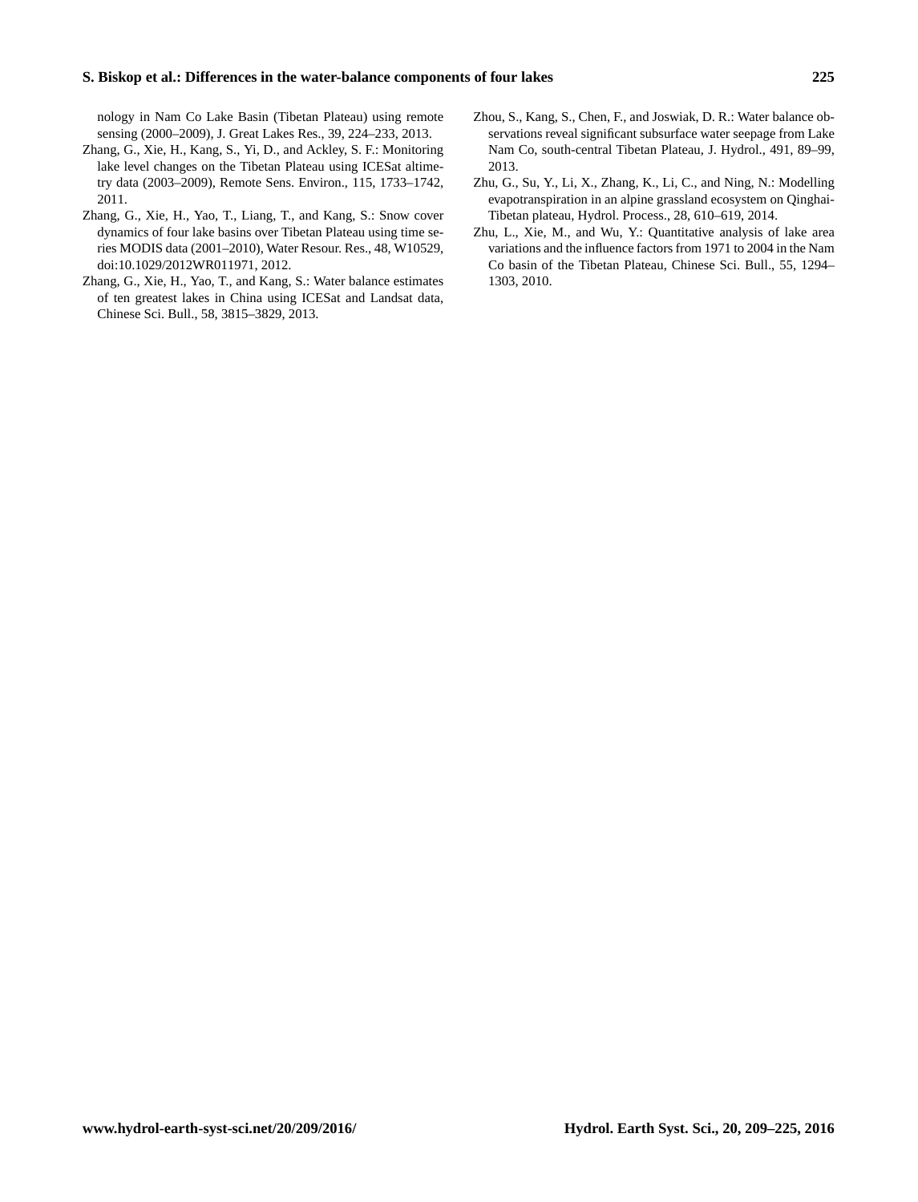nology in Nam Co Lake Basin (Tibetan Plateau) using remote sensing (2000–2009), J. Great Lakes Res., 39, 224–233, 2013.

Zhang, G., Xie, H., Kang, S., Yi, D., and Ackley, S. F.: Monitoring lake level changes on the Tibetan Plateau using ICESat altimetry data (2003–2009), Remote Sens. Environ., 115, 1733–1742, 2011.

Zhang, G., Xie, H., Yao, T., Liang, T., and Kang, S.: Snow cover dynamics of four lake basins over Tibetan Plateau using time series MODIS data (2001–2010), Water Resour. Res., 48, W10529, doi:10.1029/2012WR011971, 2012.

Zhang, G., Xie, H., Yao, T., and Kang, S.: Water balance estimates of ten greatest lakes in China using ICESat and Landsat data, Chinese Sci. Bull., 58, 3815–3829, 2013.

Zhou, S., Kang, S., Chen, F., and Joswiak, D. R.: Water balance observations reveal significant subsurface water seepage from Lake Nam Co, south-central Tibetan Plateau, J. Hydrol., 491, 89–99, 2013.

Zhu, G., Su, Y., Li, X., Zhang, K., Li, C., and Ning, N.: Modelling evapotranspiration in an alpine grassland ecosystem on Qinghai-Tibetan plateau, Hydrol. Process., 28, 610–619, 2014.

Zhu, L., Xie, M., and Wu, Y.: Quantitative analysis of lake area variations and the influence factors from 1971 to 2004 in the Nam Co basin of the Tibetan Plateau, Chinese Sci. Bull., 55, 1294–1303, 2010.